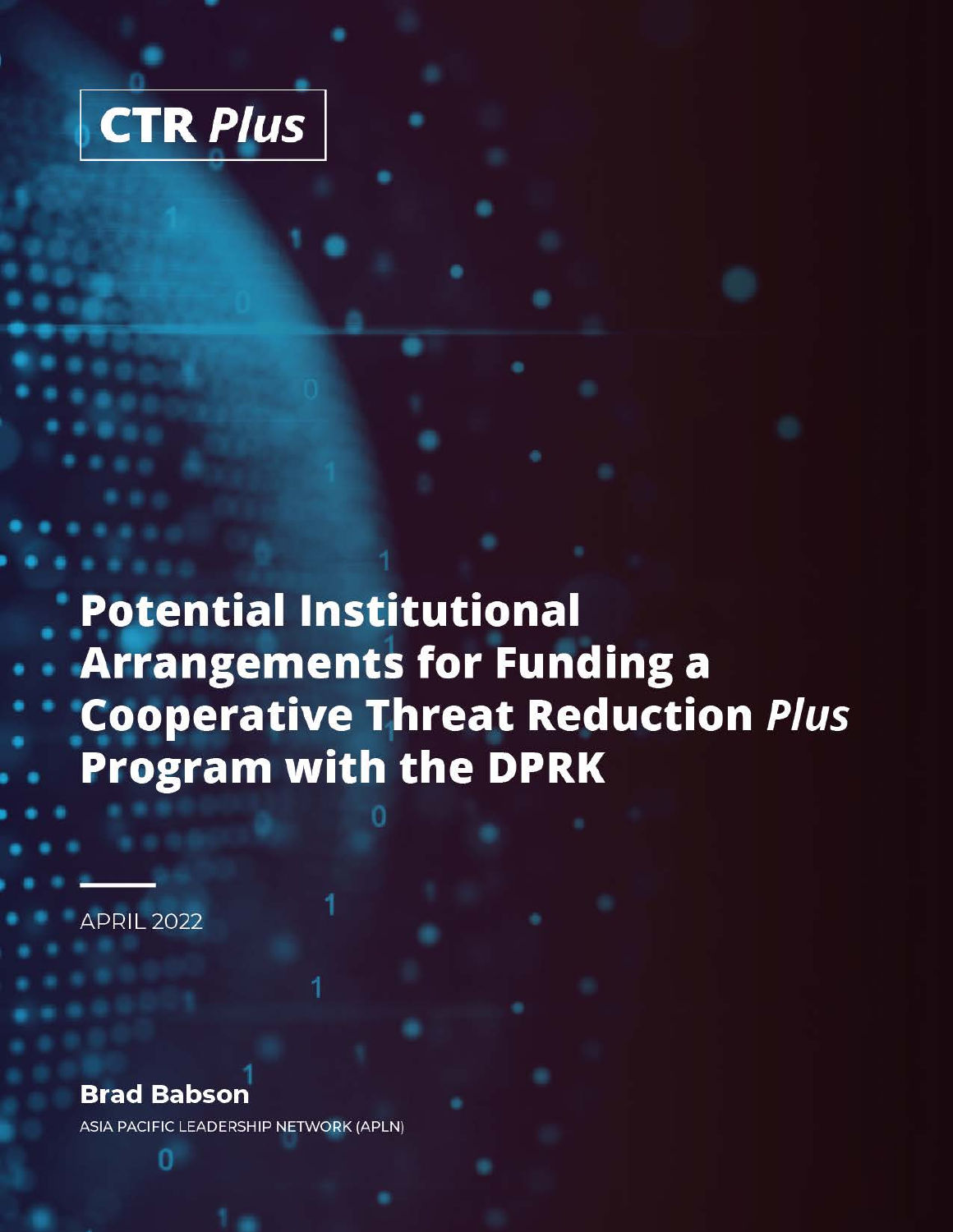**CTR *Plus***

# Potential Institutional Arrangements for Funding a Cooperative Threat Reduction *Plus* Program with the DPRK

APRIL 2022

**Brad Babson**

ASIA PACIFIC LEADERSHIP NETWORK (APLN)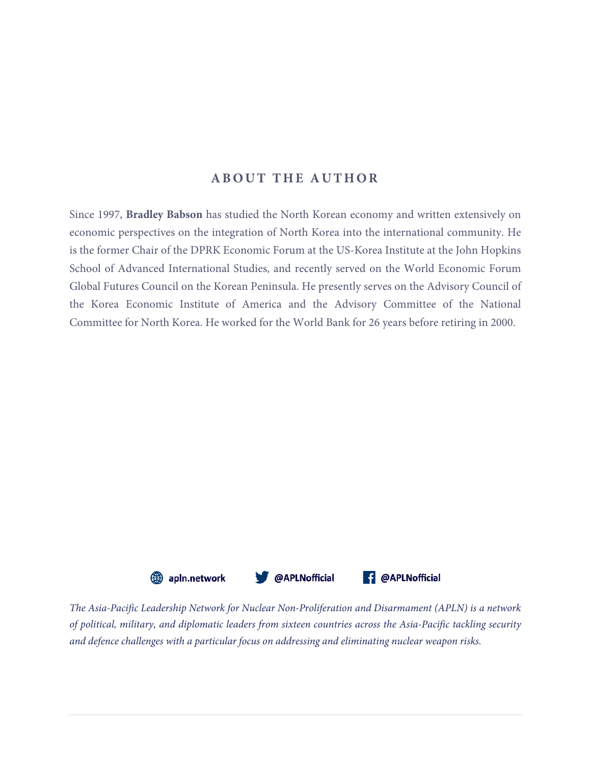## ABOUT THE AUTHOR

Since 1997, **Bradley Babson** has studied the North Korean economy and written extensively on economic perspectives on the integration of North Korea into the international community. He is the former Chair of the DPRK Economic Forum at the US-Korea Institute at the John Hopkins School of Advanced International Studies, and recently served on the World Economic Forum Global Futures Council on the Korean Peninsula. He presently serves on the Advisory Council of the Korea Economic Institute of America and the Advisory Committee of the National Committee for North Korea. He worked for the World Bank for 26 years before retiring in 2000.

apln.network | @APLNofficial | @APLNofficial

*The Asia-Pacific Leadership Network for Nuclear Non-Proliferation and Disarmament (APLN) is a network of political, military, and diplomatic leaders from sixteen countries across the Asia-Pacific tackling security and defence challenges with a particular focus on addressing and eliminating nuclear weapon risks.*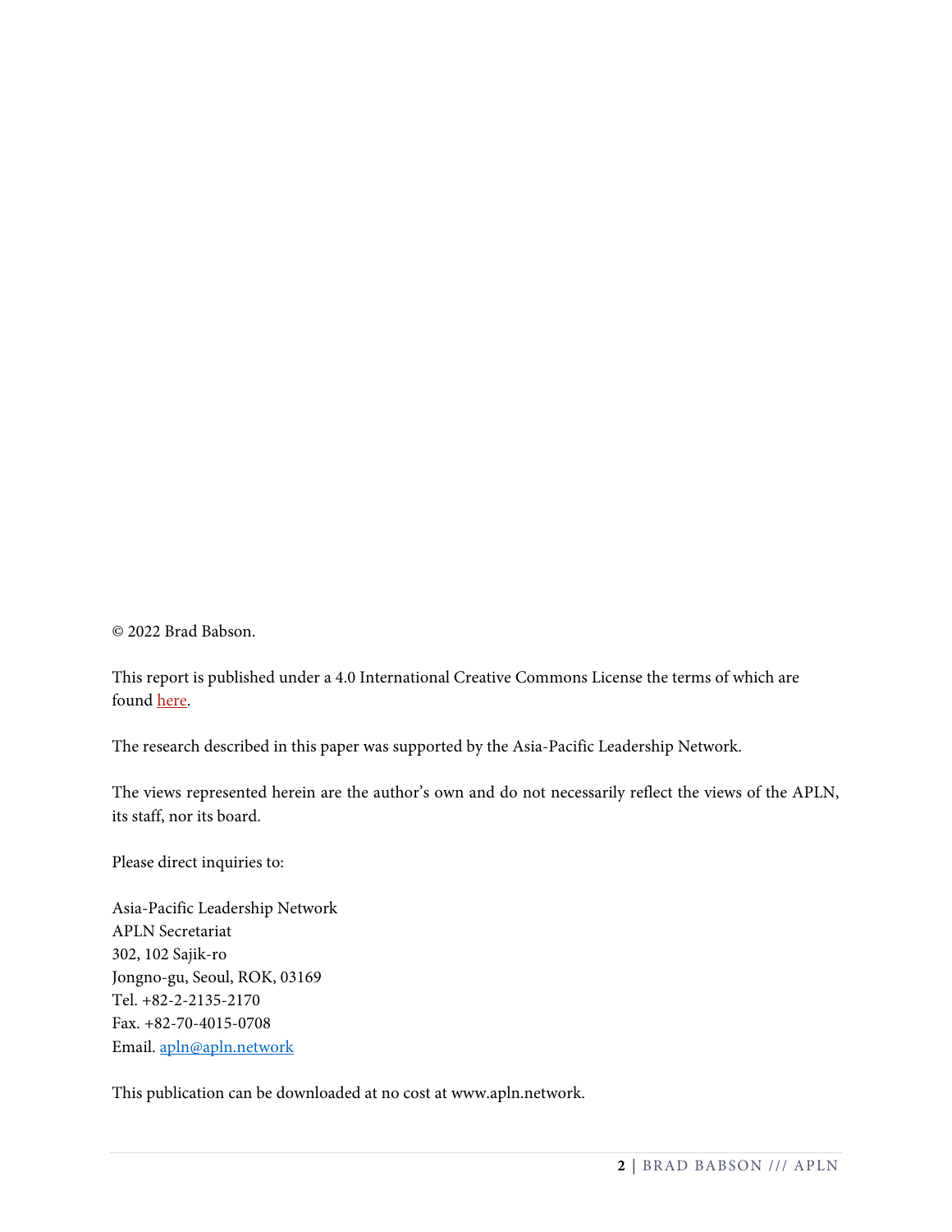© 2022 Brad Babson.

This report is published under a 4.0 International Creative Commons License the terms of which are found [here](#).

The research described in this paper was supported by the Asia-Pacific Leadership Network.

The views represented herein are the author's own and do not necessarily reflect the views of the APLN, its staff, nor its board.

Please direct inquiries to:

Asia-Pacific Leadership Network  
APLN Secretariat  
302, 102 Sajik-ro  
Jongno-gu, Seoul, ROK, 03169  
Tel. +82-2-2135-2170  
Fax. +82-70-4015-0708  
Email. [apln@apln.network](mailto:apln@apln.network)

This publication can be downloaded at no cost at www.apln.network.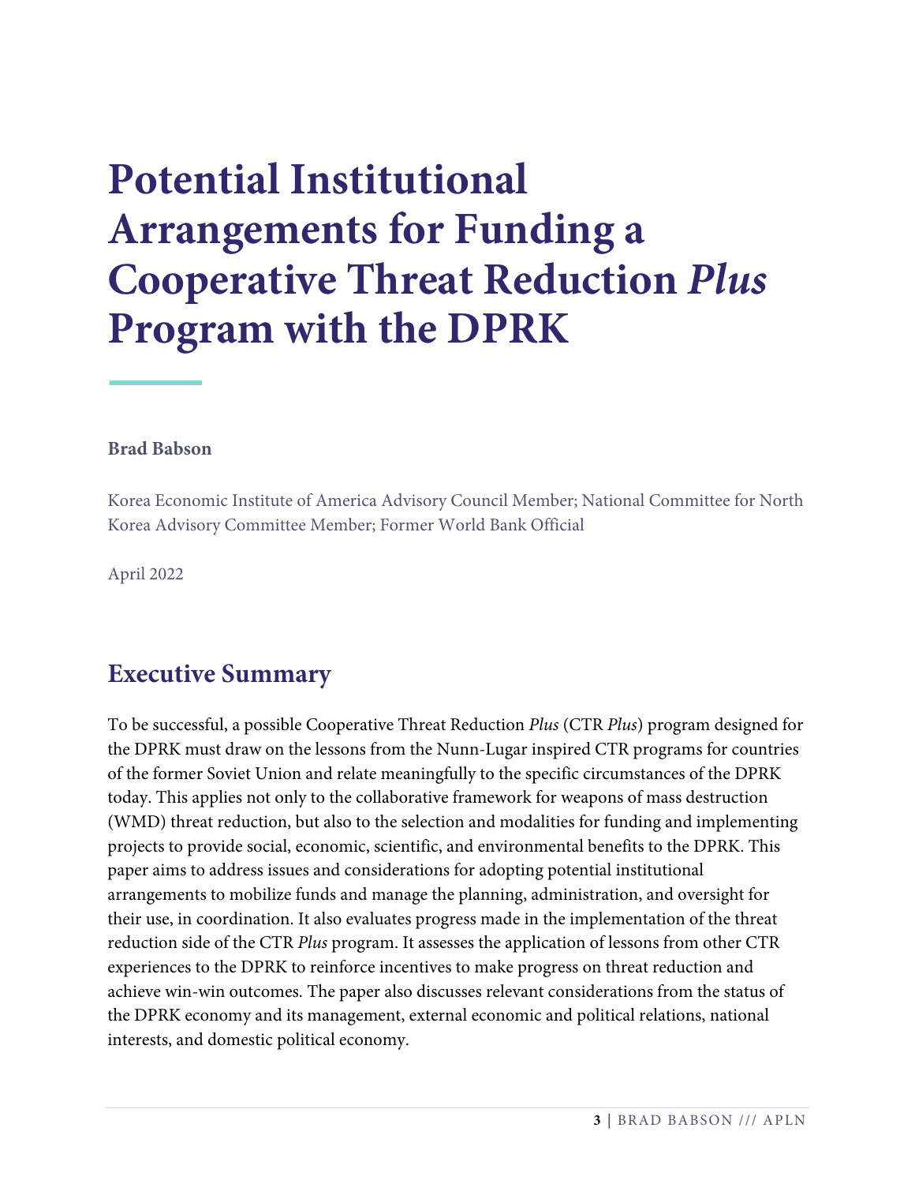# Potential Institutional Arrangements for Funding a Cooperative Threat Reduction *Plus* Program with the DPRK

**Brad Babson**

Korea Economic Institute of America Advisory Council Member; National Committee for North Korea Advisory Committee Member; Former World Bank Official

April 2022

## Executive Summary

To be successful, a possible Cooperative Threat Reduction *Plus* (CTR *Plus*) program designed for the DPRK must draw on the lessons from the Nunn-Lugar inspired CTR programs for countries of the former Soviet Union and relate meaningfully to the specific circumstances of the DPRK today. This applies not only to the collaborative framework for weapons of mass destruction (WMD) threat reduction, but also to the selection and modalities for funding and implementing projects to provide social, economic, scientific, and environmental benefits to the DPRK. This paper aims to address issues and considerations for adopting potential institutional arrangements to mobilize funds and manage the planning, administration, and oversight for their use, in coordination. It also evaluates progress made in the implementation of the threat reduction side of the CTR *Plus* program. It assesses the application of lessons from other CTR experiences to the DPRK to reinforce incentives to make progress on threat reduction and achieve win-win outcomes. The paper also discusses relevant considerations from the status of the DPRK economy and its management, external economic and political relations, national interests, and domestic political economy.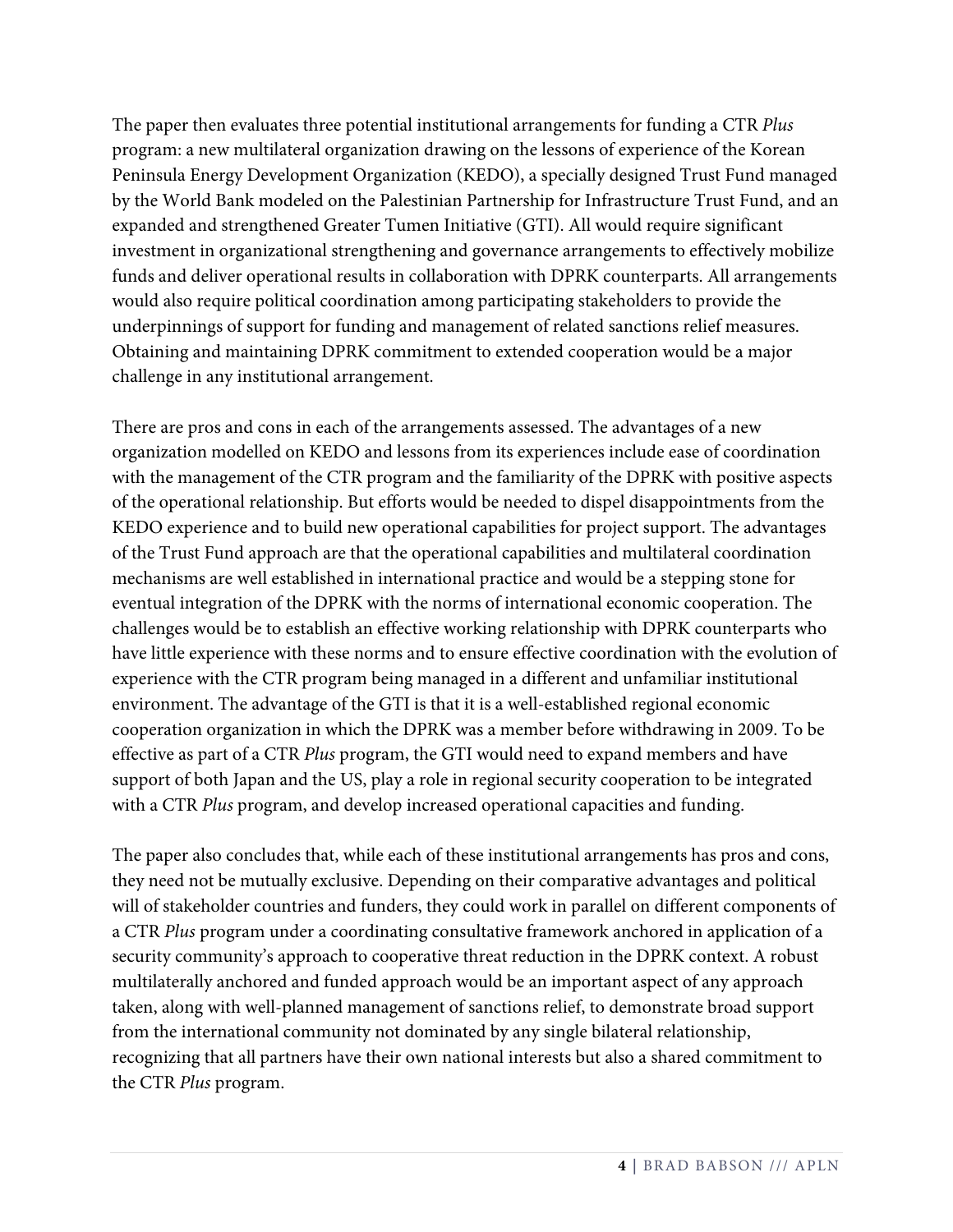The paper then evaluates three potential institutional arrangements for funding a CTR *Plus* program: a new multilateral organization drawing on the lessons of experience of the Korean Peninsula Energy Development Organization (KEDO), a specially designed Trust Fund managed by the World Bank modeled on the Palestinian Partnership for Infrastructure Trust Fund, and an expanded and strengthened Greater Tumen Initiative (GTI). All would require significant investment in organizational strengthening and governance arrangements to effectively mobilize funds and deliver operational results in collaboration with DPRK counterparts. All arrangements would also require political coordination among participating stakeholders to provide the underpinnings of support for funding and management of related sanctions relief measures. Obtaining and maintaining DPRK commitment to extended cooperation would be a major challenge in any institutional arrangement.

There are pros and cons in each of the arrangements assessed. The advantages of a new organization modelled on KEDO and lessons from its experiences include ease of coordination with the management of the CTR program and the familiarity of the DPRK with positive aspects of the operational relationship. But efforts would be needed to dispel disappointments from the KEDO experience and to build new operational capabilities for project support. The advantages of the Trust Fund approach are that the operational capabilities and multilateral coordination mechanisms are well established in international practice and would be a stepping stone for eventual integration of the DPRK with the norms of international economic cooperation. The challenges would be to establish an effective working relationship with DPRK counterparts who have little experience with these norms and to ensure effective coordination with the evolution of experience with the CTR program being managed in a different and unfamiliar institutional environment. The advantage of the GTI is that it is a well-established regional economic cooperation organization in which the DPRK was a member before withdrawing in 2009. To be effective as part of a CTR *Plus* program, the GTI would need to expand members and have support of both Japan and the US, play a role in regional security cooperation to be integrated with a CTR *Plus* program, and develop increased operational capacities and funding.

The paper also concludes that, while each of these institutional arrangements has pros and cons, they need not be mutually exclusive. Depending on their comparative advantages and political will of stakeholder countries and funders, they could work in parallel on different components of a CTR *Plus* program under a coordinating consultative framework anchored in application of a security community's approach to cooperative threat reduction in the DPRK context. A robust multilaterally anchored and funded approach would be an important aspect of any approach taken, along with well-planned management of sanctions relief, to demonstrate broad support from the international community not dominated by any single bilateral relationship, recognizing that all partners have their own national interests but also a shared commitment to the CTR *Plus* program.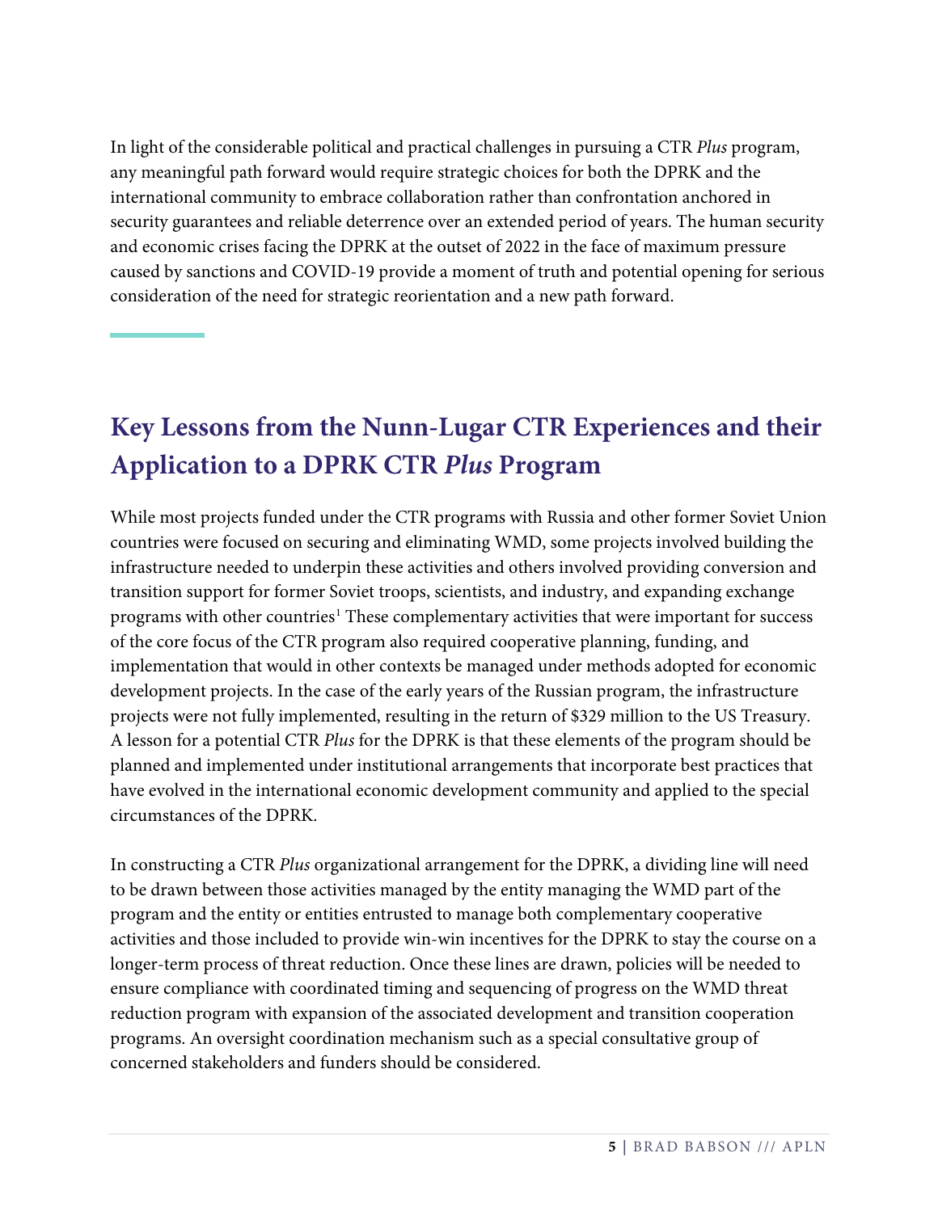In light of the considerable political and practical challenges in pursuing a CTR *Plus* program, any meaningful path forward would require strategic choices for both the DPRK and the international community to embrace collaboration rather than confrontation anchored in security guarantees and reliable deterrence over an extended period of years. The human security and economic crises facing the DPRK at the outset of 2022 in the face of maximum pressure caused by sanctions and COVID-19 provide a moment of truth and potential opening for serious consideration of the need for strategic reorientation and a new path forward.

## Key Lessons from the Nunn-Lugar CTR Experiences and their Application to a DPRK CTR *Plus* Program

While most projects funded under the CTR programs with Russia and other former Soviet Union countries were focused on securing and eliminating WMD, some projects involved building the infrastructure needed to underpin these activities and others involved providing conversion and transition support for former Soviet troops, scientists, and industry, and expanding exchange programs with other countries[1] These complementary activities that were important for success of the core focus of the CTR program also required cooperative planning, funding, and implementation that would in other contexts be managed under methods adopted for economic development projects. In the case of the early years of the Russian program, the infrastructure projects were not fully implemented, resulting in the return of $329 million to the US Treasury. A lesson for a potential CTR *Plus* for the DPRK is that these elements of the program should be planned and implemented under institutional arrangements that incorporate best practices that have evolved in the international economic development community and applied to the special circumstances of the DPRK.

In constructing a CTR *Plus* organizational arrangement for the DPRK, a dividing line will need to be drawn between those activities managed by the entity managing the WMD part of the program and the entity or entities entrusted to manage both complementary cooperative activities and those included to provide win-win incentives for the DPRK to stay the course on a longer-term process of threat reduction. Once these lines are drawn, policies will be needed to ensure compliance with coordinated timing and sequencing of progress on the WMD threat reduction program with expansion of the associated development and transition cooperation programs. An oversight coordination mechanism such as a special consultative group of concerned stakeholders and funders should be considered.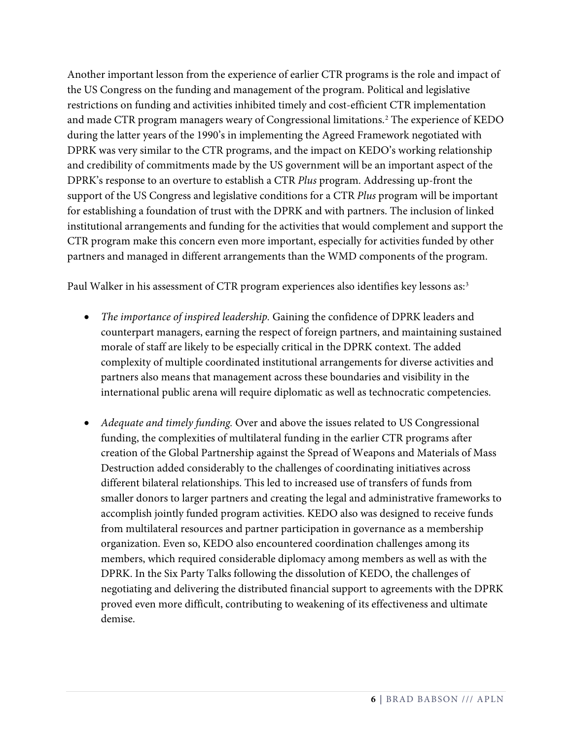Another important lesson from the experience of earlier CTR programs is the role and impact of the US Congress on the funding and management of the program. Political and legislative restrictions on funding and activities inhibited timely and cost-efficient CTR implementation and made CTR program managers weary of Congressional limitations.[2] The experience of KEDO during the latter years of the 1990's in implementing the Agreed Framework negotiated with DPRK was very similar to the CTR programs, and the impact on KEDO's working relationship and credibility of commitments made by the US government will be an important aspect of the DPRK's response to an overture to establish a CTR *Plus* program. Addressing up-front the support of the US Congress and legislative conditions for a CTR *Plus* program will be important for establishing a foundation of trust with the DPRK and with partners. The inclusion of linked institutional arrangements and funding for the activities that would complement and support the CTR program make this concern even more important, especially for activities funded by other partners and managed in different arrangements than the WMD components of the program.

Paul Walker in his assessment of CTR program experiences also identifies key lessons as:[3]

- *The importance of inspired leadership.* Gaining the confidence of DPRK leaders and counterpart managers, earning the respect of foreign partners, and maintaining sustained morale of staff are likely to be especially critical in the DPRK context. The added complexity of multiple coordinated institutional arrangements for diverse activities and partners also means that management across these boundaries and visibility in the international public arena will require diplomatic as well as technocratic competencies.

- *Adequate and timely funding.* Over and above the issues related to US Congressional funding, the complexities of multilateral funding in the earlier CTR programs after creation of the Global Partnership against the Spread of Weapons and Materials of Mass Destruction added considerably to the challenges of coordinating initiatives across different bilateral relationships. This led to increased use of transfers of funds from smaller donors to larger partners and creating the legal and administrative frameworks to accomplish jointly funded program activities. KEDO also was designed to receive funds from multilateral resources and partner participation in governance as a membership organization. Even so, KEDO also encountered coordination challenges among its members, which required considerable diplomacy among members as well as with the DPRK. In the Six Party Talks following the dissolution of KEDO, the challenges of negotiating and delivering the distributed financial support to agreements with the DPRK proved even more difficult, contributing to weakening of its effectiveness and ultimate demise.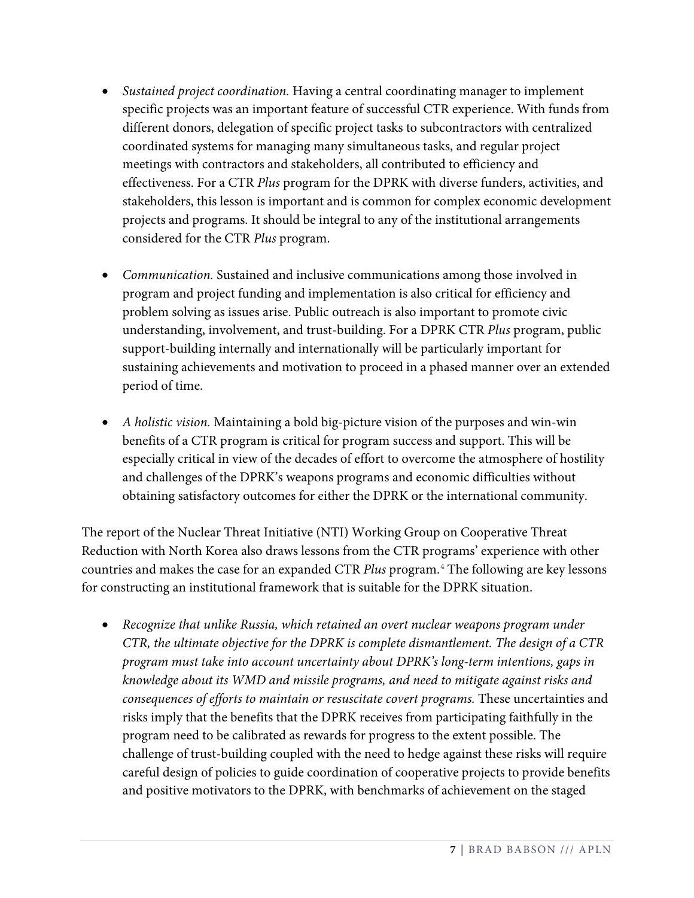- *Sustained project coordination.* Having a central coordinating manager to implement specific projects was an important feature of successful CTR experience. With funds from different donors, delegation of specific project tasks to subcontractors with centralized coordinated systems for managing many simultaneous tasks, and regular project meetings with contractors and stakeholders, all contributed to efficiency and effectiveness. For a CTR *Plus* program for the DPRK with diverse funders, activities, and stakeholders, this lesson is important and is common for complex economic development projects and programs. It should be integral to any of the institutional arrangements considered for the CTR *Plus* program.

- *Communication.* Sustained and inclusive communications among those involved in program and project funding and implementation is also critical for efficiency and problem solving as issues arise. Public outreach is also important to promote civic understanding, involvement, and trust-building. For a DPRK CTR *Plus* program, public support-building internally and internationally will be particularly important for sustaining achievements and motivation to proceed in a phased manner over an extended period of time.

- *A holistic vision.* Maintaining a bold big-picture vision of the purposes and win-win benefits of a CTR program is critical for program success and support. This will be especially critical in view of the decades of effort to overcome the atmosphere of hostility and challenges of the DPRK's weapons programs and economic difficulties without obtaining satisfactory outcomes for either the DPRK or the international community.

The report of the Nuclear Threat Initiative (NTI) Working Group on Cooperative Threat Reduction with North Korea also draws lessons from the CTR programs' experience with other countries and makes the case for an expanded CTR *Plus* program.[4] The following are key lessons for constructing an institutional framework that is suitable for the DPRK situation.

- *Recognize that unlike Russia, which retained an overt nuclear weapons program under CTR, the ultimate objective for the DPRK is complete dismantlement. The design of a CTR program must take into account uncertainty about DPRK's long-term intentions, gaps in knowledge about its WMD and missile programs, and need to mitigate against risks and consequences of efforts to maintain or resuscitate covert programs.* These uncertainties and risks imply that the benefits that the DPRK receives from participating faithfully in the program need to be calibrated as rewards for progress to the extent possible. The challenge of trust-building coupled with the need to hedge against these risks will require careful design of policies to guide coordination of cooperative projects to provide benefits and positive motivators to the DPRK, with benchmarks of achievement on the staged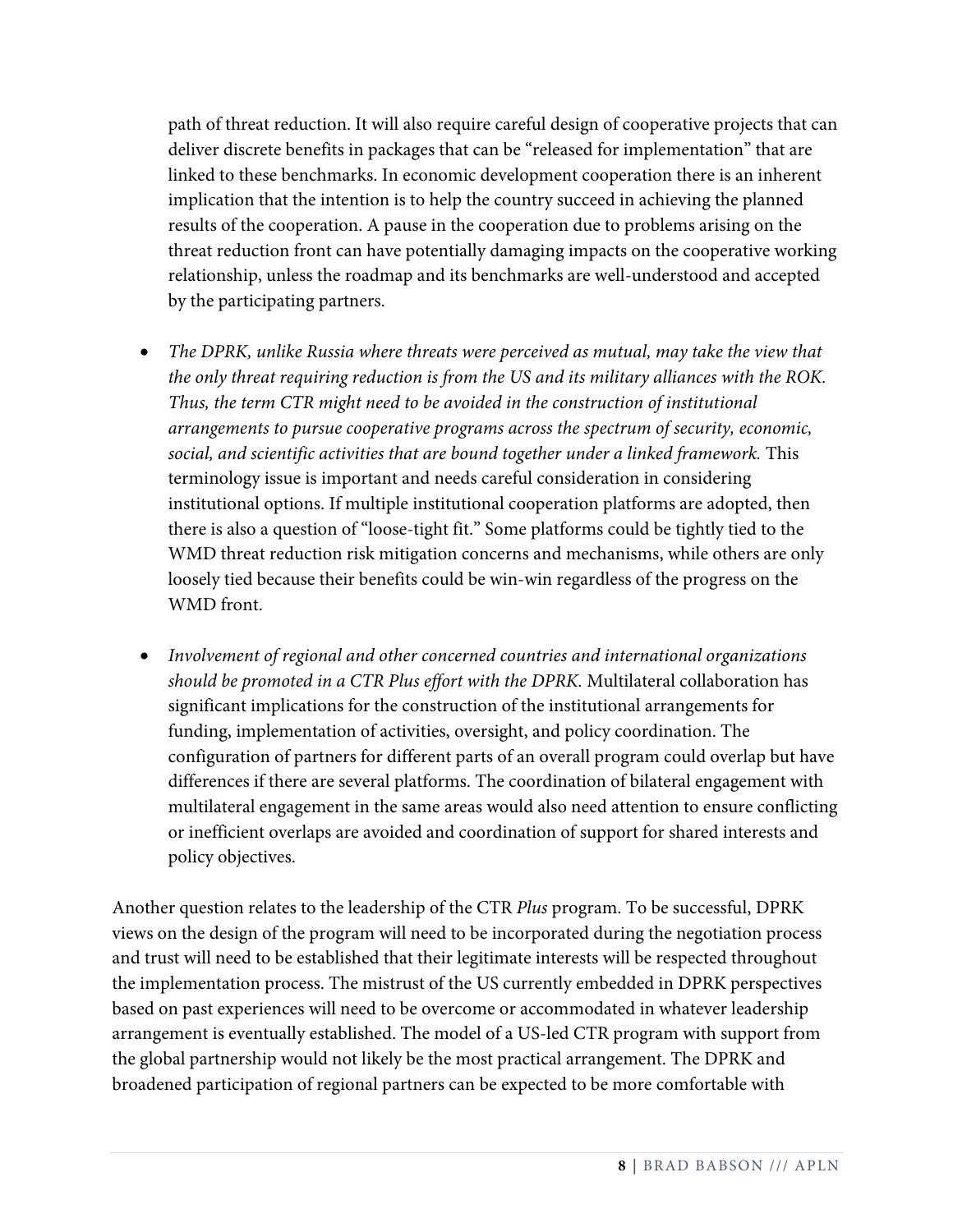path of threat reduction. It will also require careful design of cooperative projects that can deliver discrete benefits in packages that can be "released for implementation" that are linked to these benchmarks. In economic development cooperation there is an inherent implication that the intention is to help the country succeed in achieving the planned results of the cooperation. A pause in the cooperation due to problems arising on the threat reduction front can have potentially damaging impacts on the cooperative working relationship, unless the roadmap and its benchmarks are well-understood and accepted by the participating partners.

- *The DPRK, unlike Russia where threats were perceived as mutual, may take the view that the only threat requiring reduction is from the US and its military alliances with the ROK. Thus, the term CTR might need to be avoided in the construction of institutional arrangements to pursue cooperative programs across the spectrum of security, economic, social, and scientific activities that are bound together under a linked framework.* This terminology issue is important and needs careful consideration in considering institutional options. If multiple institutional cooperation platforms are adopted, then there is also a question of "loose-tight fit." Some platforms could be tightly tied to the WMD threat reduction risk mitigation concerns and mechanisms, while others are only loosely tied because their benefits could be win-win regardless of the progress on the WMD front.

- *Involvement of regional and other concerned countries and international organizations should be promoted in a CTR Plus effort with the DPRK.* Multilateral collaboration has significant implications for the construction of the institutional arrangements for funding, implementation of activities, oversight, and policy coordination. The configuration of partners for different parts of an overall program could overlap but have differences if there are several platforms. The coordination of bilateral engagement with multilateral engagement in the same areas would also need attention to ensure conflicting or inefficient overlaps are avoided and coordination of support for shared interests and policy objectives.

Another question relates to the leadership of the CTR *Plus* program. To be successful, DPRK views on the design of the program will need to be incorporated during the negotiation process and trust will need to be established that their legitimate interests will be respected throughout the implementation process. The mistrust of the US currently embedded in DPRK perspectives based on past experiences will need to be overcome or accommodated in whatever leadership arrangement is eventually established. The model of a US-led CTR program with support from the global partnership would not likely be the most practical arrangement. The DPRK and broadened participation of regional partners can be expected to be more comfortable with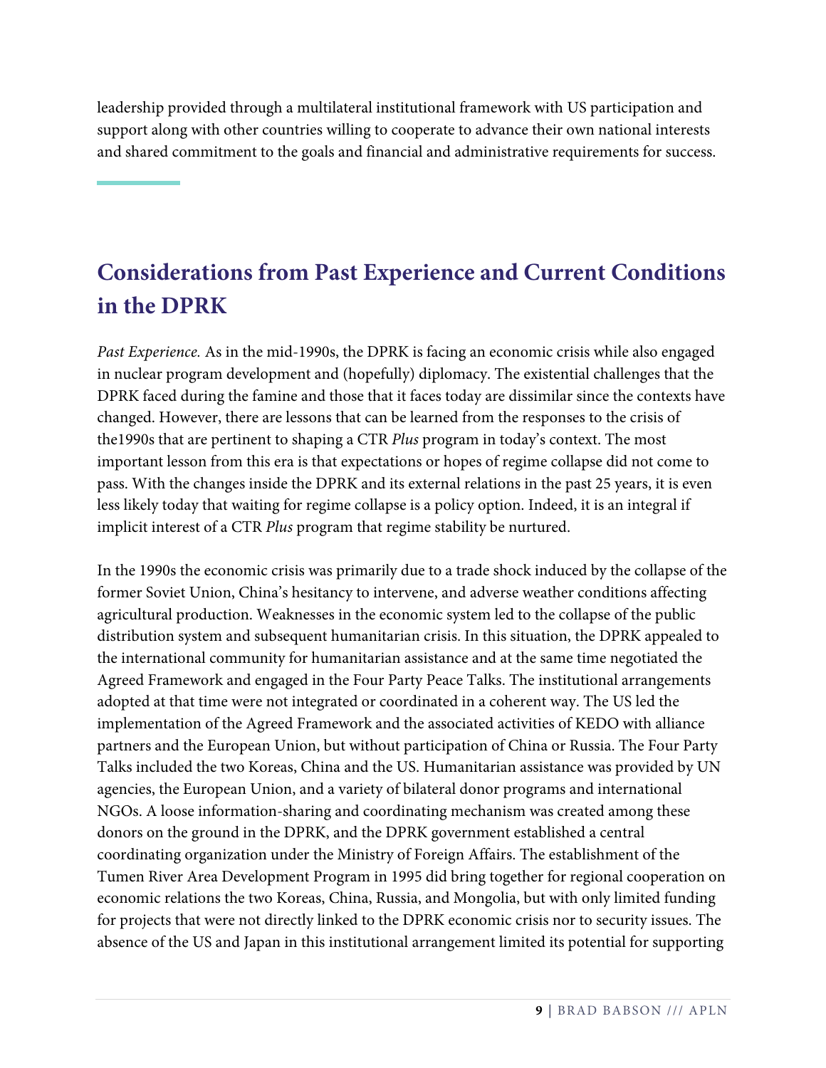leadership provided through a multilateral institutional framework with US participation and support along with other countries willing to cooperate to advance their own national interests and shared commitment to the goals and financial and administrative requirements for success.

## Considerations from Past Experience and Current Conditions in the DPRK

*Past Experience.* As in the mid-1990s, the DPRK is facing an economic crisis while also engaged in nuclear program development and (hopefully) diplomacy. The existential challenges that the DPRK faced during the famine and those that it faces today are dissimilar since the contexts have changed. However, there are lessons that can be learned from the responses to the crisis of the1990s that are pertinent to shaping a CTR *Plus* program in today's context. The most important lesson from this era is that expectations or hopes of regime collapse did not come to pass. With the changes inside the DPRK and its external relations in the past 25 years, it is even less likely today that waiting for regime collapse is a policy option. Indeed, it is an integral if implicit interest of a CTR *Plus* program that regime stability be nurtured.

In the 1990s the economic crisis was primarily due to a trade shock induced by the collapse of the former Soviet Union, China's hesitancy to intervene, and adverse weather conditions affecting agricultural production. Weaknesses in the economic system led to the collapse of the public distribution system and subsequent humanitarian crisis. In this situation, the DPRK appealed to the international community for humanitarian assistance and at the same time negotiated the Agreed Framework and engaged in the Four Party Peace Talks. The institutional arrangements adopted at that time were not integrated or coordinated in a coherent way. The US led the implementation of the Agreed Framework and the associated activities of KEDO with alliance partners and the European Union, but without participation of China or Russia. The Four Party Talks included the two Koreas, China and the US. Humanitarian assistance was provided by UN agencies, the European Union, and a variety of bilateral donor programs and international NGOs. A loose information-sharing and coordinating mechanism was created among these donors on the ground in the DPRK, and the DPRK government established a central coordinating organization under the Ministry of Foreign Affairs. The establishment of the Tumen River Area Development Program in 1995 did bring together for regional cooperation on economic relations the two Koreas, China, Russia, and Mongolia, but with only limited funding for projects that were not directly linked to the DPRK economic crisis nor to security issues. The absence of the US and Japan in this institutional arrangement limited its potential for supporting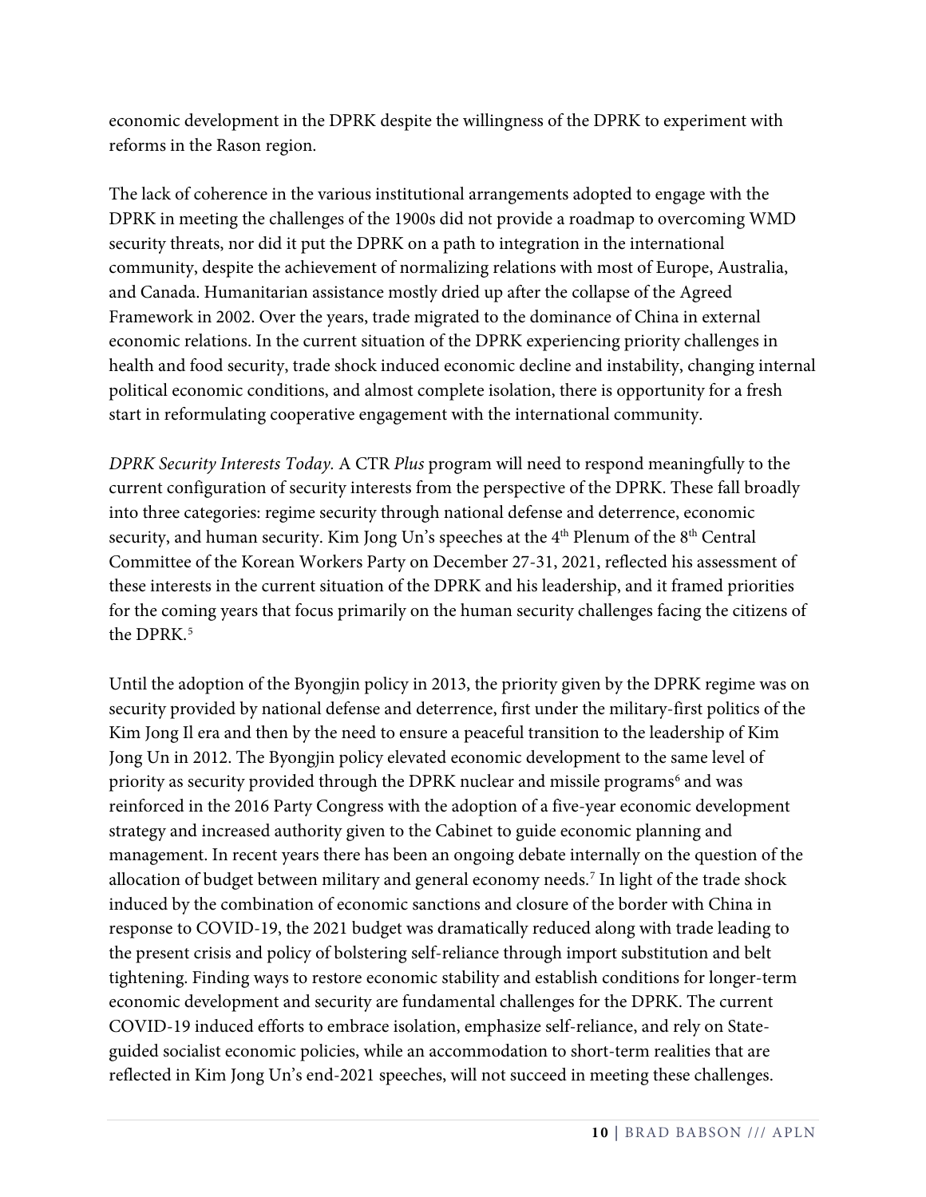economic development in the DPRK despite the willingness of the DPRK to experiment with reforms in the Rason region.

The lack of coherence in the various institutional arrangements adopted to engage with the DPRK in meeting the challenges of the 1900s did not provide a roadmap to overcoming WMD security threats, nor did it put the DPRK on a path to integration in the international community, despite the achievement of normalizing relations with most of Europe, Australia, and Canada. Humanitarian assistance mostly dried up after the collapse of the Agreed Framework in 2002. Over the years, trade migrated to the dominance of China in external economic relations. In the current situation of the DPRK experiencing priority challenges in health and food security, trade shock induced economic decline and instability, changing internal political economic conditions, and almost complete isolation, there is opportunity for a fresh start in reformulating cooperative engagement with the international community.

*DPRK Security Interests Today.* A CTR *Plus* program will need to respond meaningfully to the current configuration of security interests from the perspective of the DPRK. These fall broadly into three categories: regime security through national defense and deterrence, economic security, and human security. Kim Jong Un's speeches at the 4th Plenum of the 8th Central Committee of the Korean Workers Party on December 27-31, 2021, reflected his assessment of these interests in the current situation of the DPRK and his leadership, and it framed priorities for the coming years that focus primarily on the human security challenges facing the citizens of the DPRK.[5]

Until the adoption of the Byongjin policy in 2013, the priority given by the DPRK regime was on security provided by national defense and deterrence, first under the military-first politics of the Kim Jong Il era and then by the need to ensure a peaceful transition to the leadership of Kim Jong Un in 2012. The Byongjin policy elevated economic development to the same level of priority as security provided through the DPRK nuclear and missile programs[6] and was reinforced in the 2016 Party Congress with the adoption of a five-year economic development strategy and increased authority given to the Cabinet to guide economic planning and management. In recent years there has been an ongoing debate internally on the question of the allocation of budget between military and general economy needs.[7] In light of the trade shock induced by the combination of economic sanctions and closure of the border with China in response to COVID-19, the 2021 budget was dramatically reduced along with trade leading to the present crisis and policy of bolstering self-reliance through import substitution and belt tightening. Finding ways to restore economic stability and establish conditions for longer-term economic development and security are fundamental challenges for the DPRK. The current COVID-19 induced efforts to embrace isolation, emphasize self-reliance, and rely on State-guided socialist economic policies, while an accommodation to short-term realities that are reflected in Kim Jong Un's end-2021 speeches, will not succeed in meeting these challenges.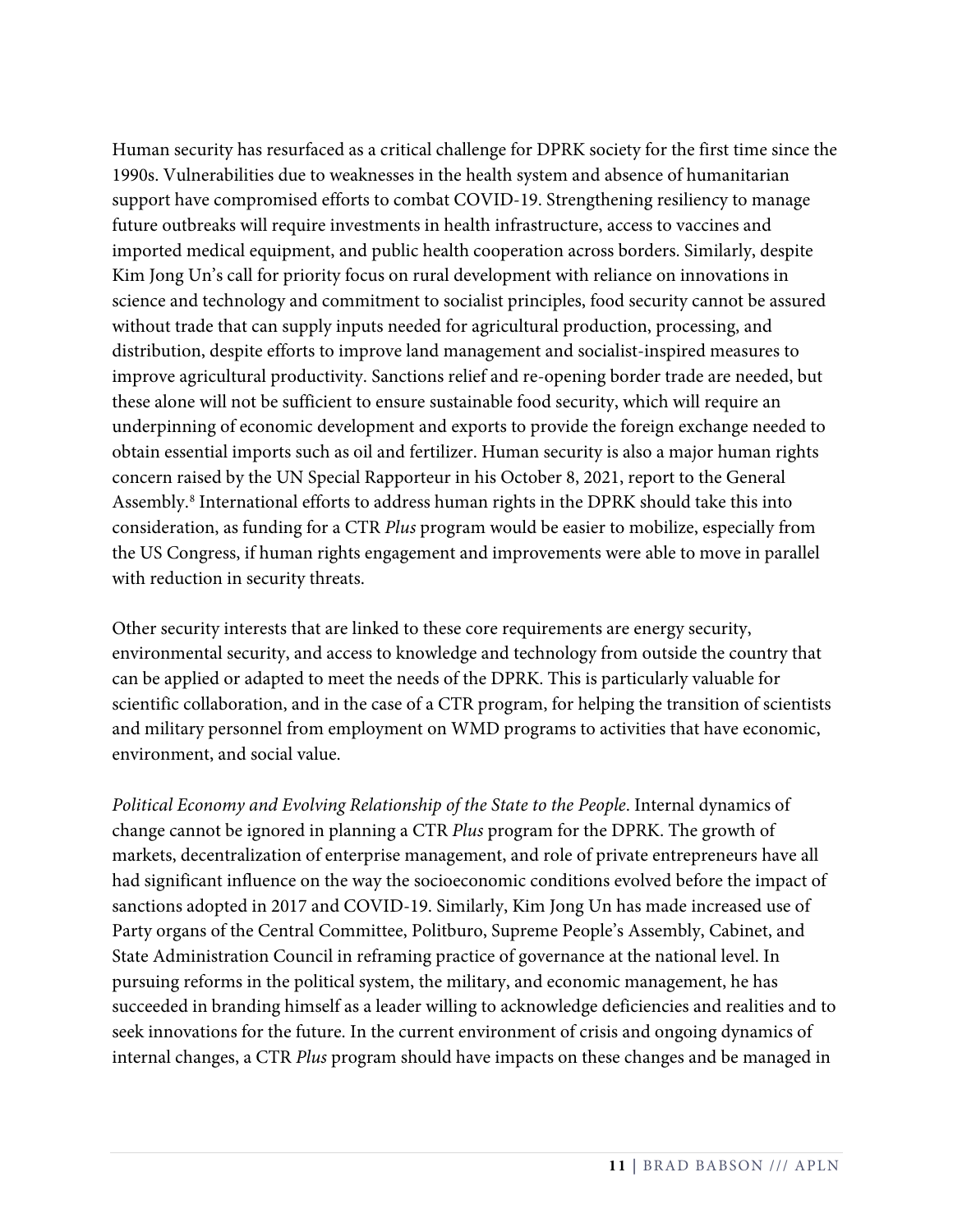Human security has resurfaced as a critical challenge for DPRK society for the first time since the 1990s. Vulnerabilities due to weaknesses in the health system and absence of humanitarian support have compromised efforts to combat COVID-19. Strengthening resiliency to manage future outbreaks will require investments in health infrastructure, access to vaccines and imported medical equipment, and public health cooperation across borders. Similarly, despite Kim Jong Un's call for priority focus on rural development with reliance on innovations in science and technology and commitment to socialist principles, food security cannot be assured without trade that can supply inputs needed for agricultural production, processing, and distribution, despite efforts to improve land management and socialist-inspired measures to improve agricultural productivity. Sanctions relief and re-opening border trade are needed, but these alone will not be sufficient to ensure sustainable food security, which will require an underpinning of economic development and exports to provide the foreign exchange needed to obtain essential imports such as oil and fertilizer. Human security is also a major human rights concern raised by the UN Special Rapporteur in his October 8, 2021, report to the General Assembly.[8] International efforts to address human rights in the DPRK should take this into consideration, as funding for a CTR *Plus* program would be easier to mobilize, especially from the US Congress, if human rights engagement and improvements were able to move in parallel with reduction in security threats.

Other security interests that are linked to these core requirements are energy security, environmental security, and access to knowledge and technology from outside the country that can be applied or adapted to meet the needs of the DPRK. This is particularly valuable for scientific collaboration, and in the case of a CTR program, for helping the transition of scientists and military personnel from employment on WMD programs to activities that have economic, environment, and social value.

*Political Economy and Evolving Relationship of the State to the People*. Internal dynamics of change cannot be ignored in planning a CTR *Plus* program for the DPRK. The growth of markets, decentralization of enterprise management, and role of private entrepreneurs have all had significant influence on the way the socioeconomic conditions evolved before the impact of sanctions adopted in 2017 and COVID-19. Similarly, Kim Jong Un has made increased use of Party organs of the Central Committee, Politburo, Supreme People's Assembly, Cabinet, and State Administration Council in reframing practice of governance at the national level. In pursuing reforms in the political system, the military, and economic management, he has succeeded in branding himself as a leader willing to acknowledge deficiencies and realities and to seek innovations for the future. In the current environment of crisis and ongoing dynamics of internal changes, a CTR *Plus* program should have impacts on these changes and be managed in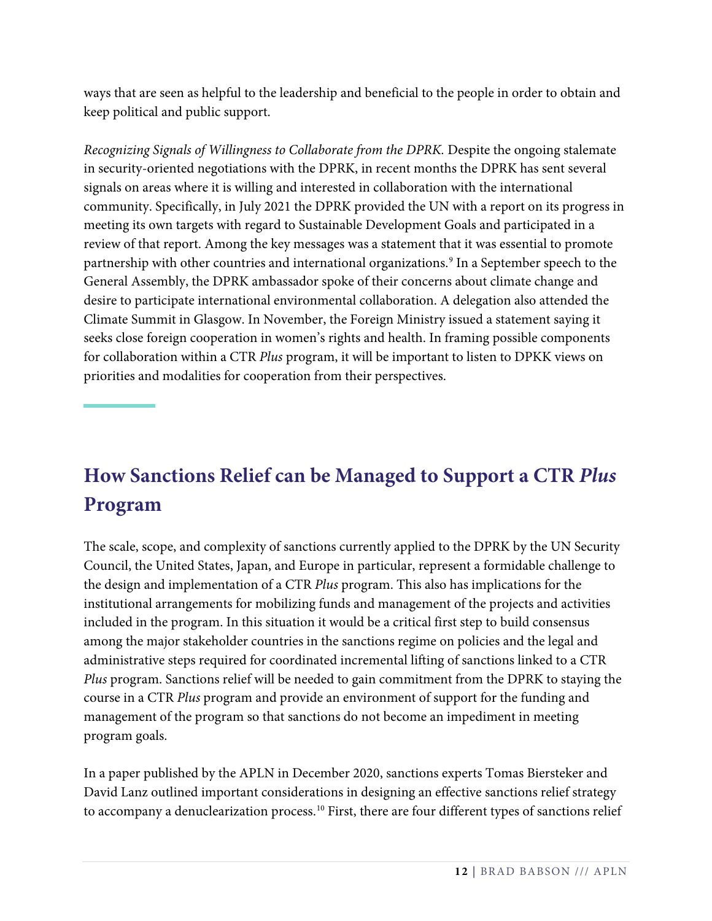ways that are seen as helpful to the leadership and beneficial to the people in order to obtain and keep political and public support.

*Recognizing Signals of Willingness to Collaborate from the DPRK.* Despite the ongoing stalemate in security-oriented negotiations with the DPRK, in recent months the DPRK has sent several signals on areas where it is willing and interested in collaboration with the international community. Specifically, in July 2021 the DPRK provided the UN with a report on its progress in meeting its own targets with regard to Sustainable Development Goals and participated in a review of that report. Among the key messages was a statement that it was essential to promote partnership with other countries and international organizations.[9] In a September speech to the General Assembly, the DPRK ambassador spoke of their concerns about climate change and desire to participate international environmental collaboration. A delegation also attended the Climate Summit in Glasgow. In November, the Foreign Ministry issued a statement saying it seeks close foreign cooperation in women's rights and health. In framing possible components for collaboration within a CTR *Plus* program, it will be important to listen to DPKK views on priorities and modalities for cooperation from their perspectives.

## How Sanctions Relief can be Managed to Support a CTR *Plus* Program

The scale, scope, and complexity of sanctions currently applied to the DPRK by the UN Security Council, the United States, Japan, and Europe in particular, represent a formidable challenge to the design and implementation of a CTR *Plus* program. This also has implications for the institutional arrangements for mobilizing funds and management of the projects and activities included in the program. In this situation it would be a critical first step to build consensus among the major stakeholder countries in the sanctions regime on policies and the legal and administrative steps required for coordinated incremental lifting of sanctions linked to a CTR *Plus* program. Sanctions relief will be needed to gain commitment from the DPRK to staying the course in a CTR *Plus* program and provide an environment of support for the funding and management of the program so that sanctions do not become an impediment in meeting program goals.

In a paper published by the APLN in December 2020, sanctions experts Tomas Biersteker and David Lanz outlined important considerations in designing an effective sanctions relief strategy to accompany a denuclearization process.[10] First, there are four different types of sanctions relief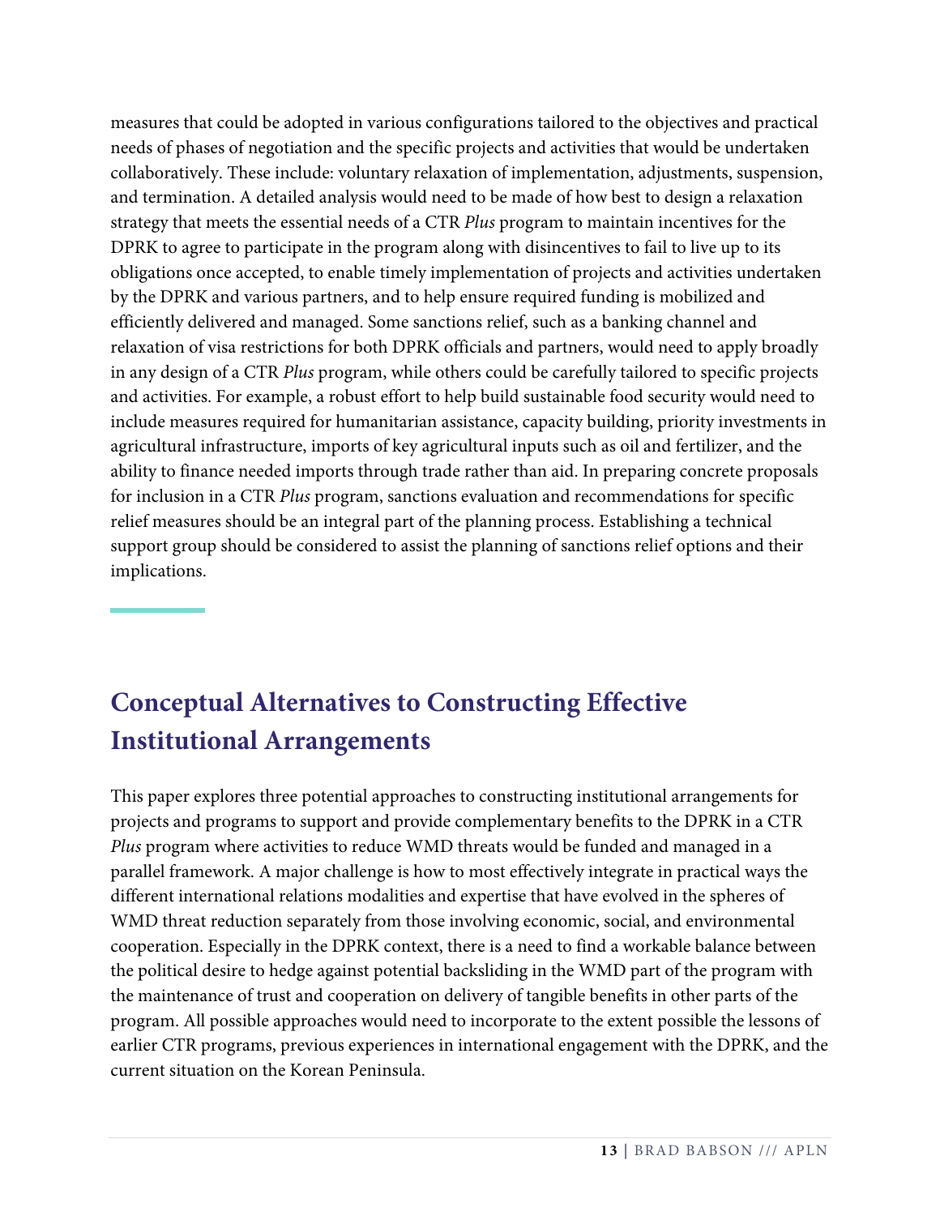measures that could be adopted in various configurations tailored to the objectives and practical needs of phases of negotiation and the specific projects and activities that would be undertaken collaboratively. These include: voluntary relaxation of implementation, adjustments, suspension, and termination. A detailed analysis would need to be made of how best to design a relaxation strategy that meets the essential needs of a CTR *Plus* program to maintain incentives for the DPRK to agree to participate in the program along with disincentives to fail to live up to its obligations once accepted, to enable timely implementation of projects and activities undertaken by the DPRK and various partners, and to help ensure required funding is mobilized and efficiently delivered and managed. Some sanctions relief, such as a banking channel and relaxation of visa restrictions for both DPRK officials and partners, would need to apply broadly in any design of a CTR *Plus* program, while others could be carefully tailored to specific projects and activities. For example, a robust effort to help build sustainable food security would need to include measures required for humanitarian assistance, capacity building, priority investments in agricultural infrastructure, imports of key agricultural inputs such as oil and fertilizer, and the ability to finance needed imports through trade rather than aid. In preparing concrete proposals for inclusion in a CTR *Plus* program, sanctions evaluation and recommendations for specific relief measures should be an integral part of the planning process. Establishing a technical support group should be considered to assist the planning of sanctions relief options and their implications.

## Conceptual Alternatives to Constructing Effective Institutional Arrangements

This paper explores three potential approaches to constructing institutional arrangements for projects and programs to support and provide complementary benefits to the DPRK in a CTR *Plus* program where activities to reduce WMD threats would be funded and managed in a parallel framework. A major challenge is how to most effectively integrate in practical ways the different international relations modalities and expertise that have evolved in the spheres of WMD threat reduction separately from those involving economic, social, and environmental cooperation. Especially in the DPRK context, there is a need to find a workable balance between the political desire to hedge against potential backsliding in the WMD part of the program with the maintenance of trust and cooperation on delivery of tangible benefits in other parts of the program. All possible approaches would need to incorporate to the extent possible the lessons of earlier CTR programs, previous experiences in international engagement with the DPRK, and the current situation on the Korean Peninsula.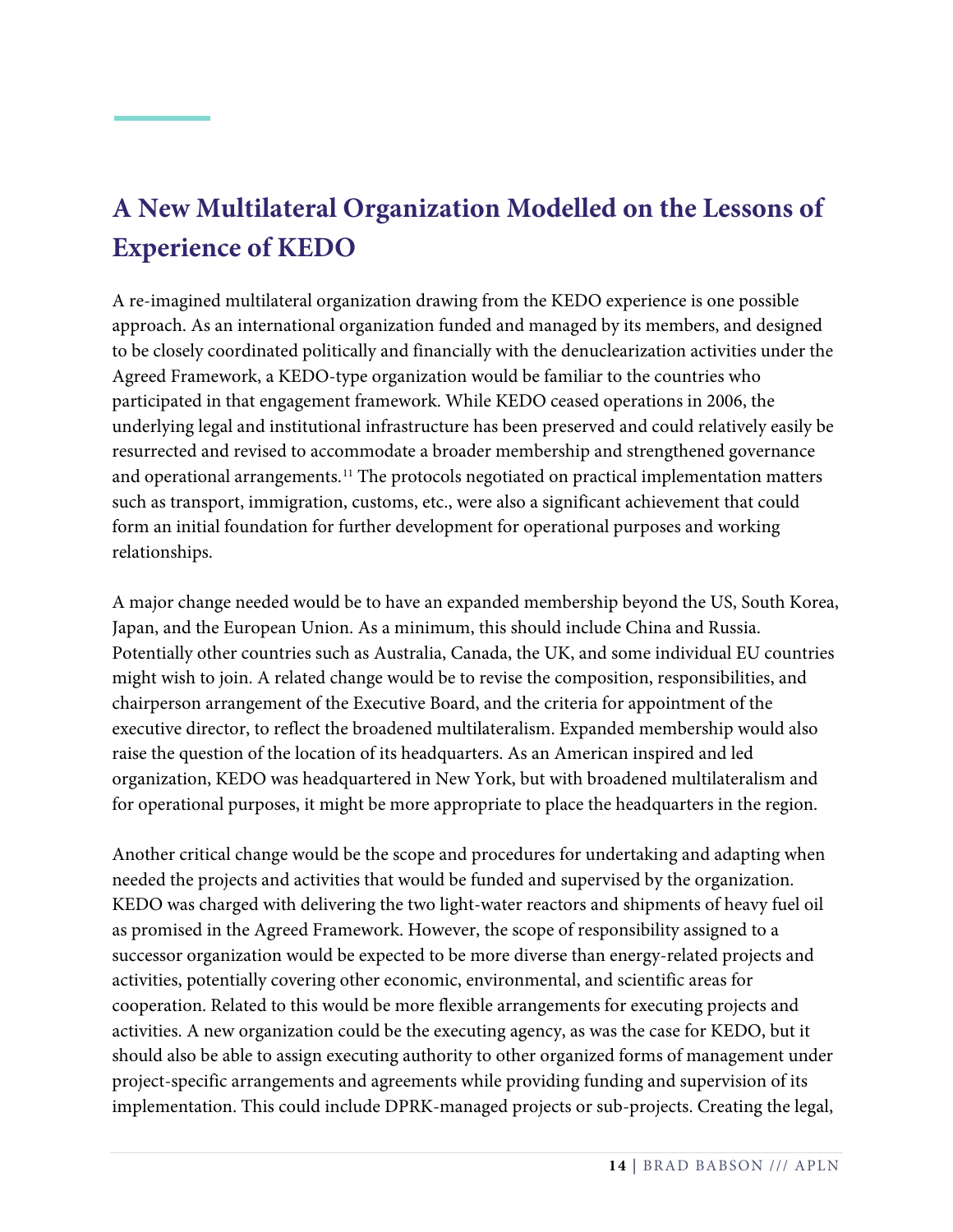## A New Multilateral Organization Modelled on the Lessons of Experience of KEDO

A re-imagined multilateral organization drawing from the KEDO experience is one possible approach. As an international organization funded and managed by its members, and designed to be closely coordinated politically and financially with the denuclearization activities under the Agreed Framework, a KEDO-type organization would be familiar to the countries who participated in that engagement framework. While KEDO ceased operations in 2006, the underlying legal and institutional infrastructure has been preserved and could relatively easily be resurrected and revised to accommodate a broader membership and strengthened governance and operational arrangements.[11] The protocols negotiated on practical implementation matters such as transport, immigration, customs, etc., were also a significant achievement that could form an initial foundation for further development for operational purposes and working relationships.

A major change needed would be to have an expanded membership beyond the US, South Korea, Japan, and the European Union. As a minimum, this should include China and Russia. Potentially other countries such as Australia, Canada, the UK, and some individual EU countries might wish to join. A related change would be to revise the composition, responsibilities, and chairperson arrangement of the Executive Board, and the criteria for appointment of the executive director, to reflect the broadened multilateralism. Expanded membership would also raise the question of the location of its headquarters. As an American inspired and led organization, KEDO was headquartered in New York, but with broadened multilateralism and for operational purposes, it might be more appropriate to place the headquarters in the region.

Another critical change would be the scope and procedures for undertaking and adapting when needed the projects and activities that would be funded and supervised by the organization. KEDO was charged with delivering the two light-water reactors and shipments of heavy fuel oil as promised in the Agreed Framework. However, the scope of responsibility assigned to a successor organization would be expected to be more diverse than energy-related projects and activities, potentially covering other economic, environmental, and scientific areas for cooperation. Related to this would be more flexible arrangements for executing projects and activities. A new organization could be the executing agency, as was the case for KEDO, but it should also be able to assign executing authority to other organized forms of management under project-specific arrangements and agreements while providing funding and supervision of its implementation. This could include DPRK-managed projects or sub-projects. Creating the legal,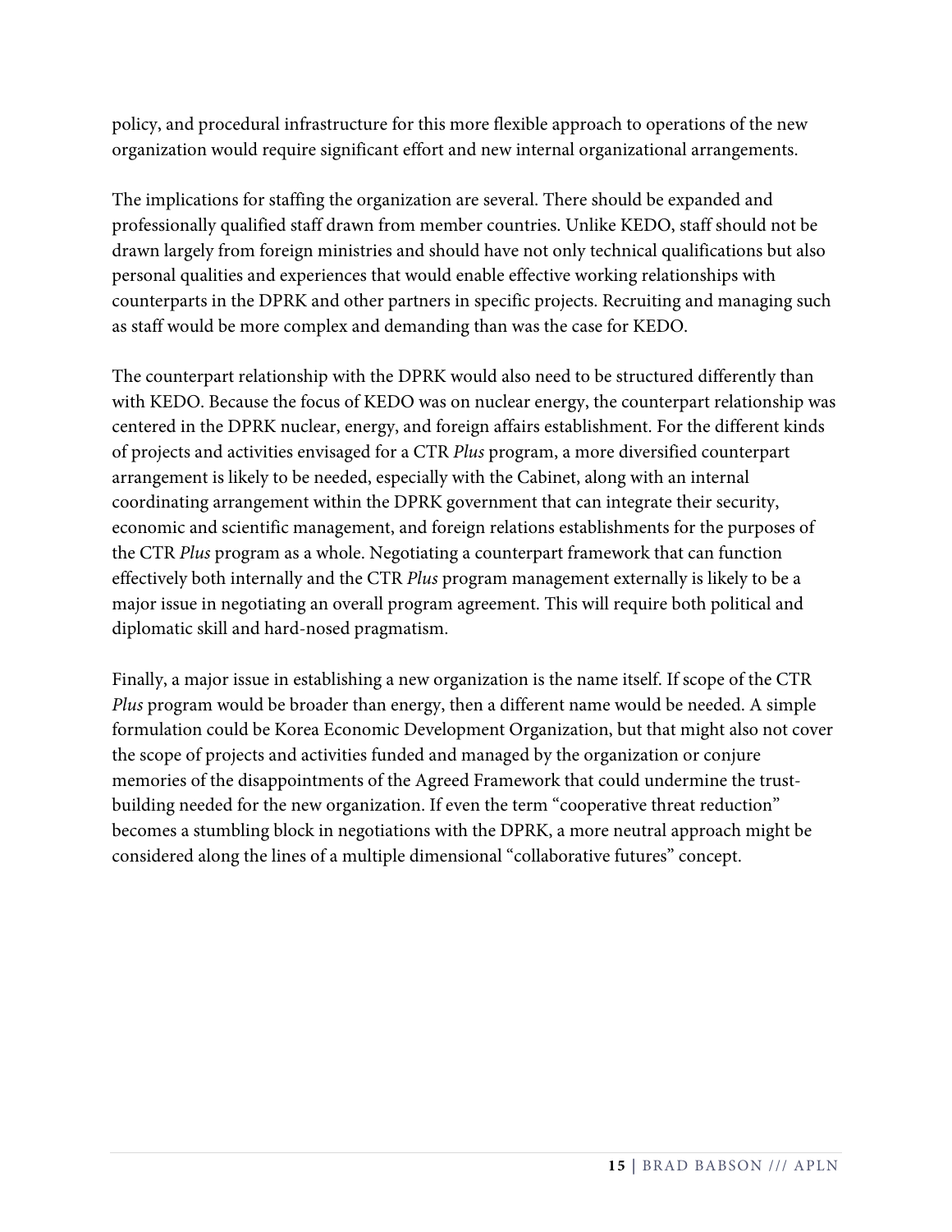policy, and procedural infrastructure for this more flexible approach to operations of the new organization would require significant effort and new internal organizational arrangements.

The implications for staffing the organization are several. There should be expanded and professionally qualified staff drawn from member countries. Unlike KEDO, staff should not be drawn largely from foreign ministries and should have not only technical qualifications but also personal qualities and experiences that would enable effective working relationships with counterparts in the DPRK and other partners in specific projects. Recruiting and managing such as staff would be more complex and demanding than was the case for KEDO.

The counterpart relationship with the DPRK would also need to be structured differently than with KEDO. Because the focus of KEDO was on nuclear energy, the counterpart relationship was centered in the DPRK nuclear, energy, and foreign affairs establishment. For the different kinds of projects and activities envisaged for a CTR *Plus* program, a more diversified counterpart arrangement is likely to be needed, especially with the Cabinet, along with an internal coordinating arrangement within the DPRK government that can integrate their security, economic and scientific management, and foreign relations establishments for the purposes of the CTR *Plus* program as a whole. Negotiating a counterpart framework that can function effectively both internally and the CTR *Plus* program management externally is likely to be a major issue in negotiating an overall program agreement. This will require both political and diplomatic skill and hard-nosed pragmatism.

Finally, a major issue in establishing a new organization is the name itself. If scope of the CTR *Plus* program would be broader than energy, then a different name would be needed. A simple formulation could be Korea Economic Development Organization, but that might also not cover the scope of projects and activities funded and managed by the organization or conjure memories of the disappointments of the Agreed Framework that could undermine the trust-building needed for the new organization. If even the term "cooperative threat reduction" becomes a stumbling block in negotiations with the DPRK, a more neutral approach might be considered along the lines of a multiple dimensional "collaborative futures" concept.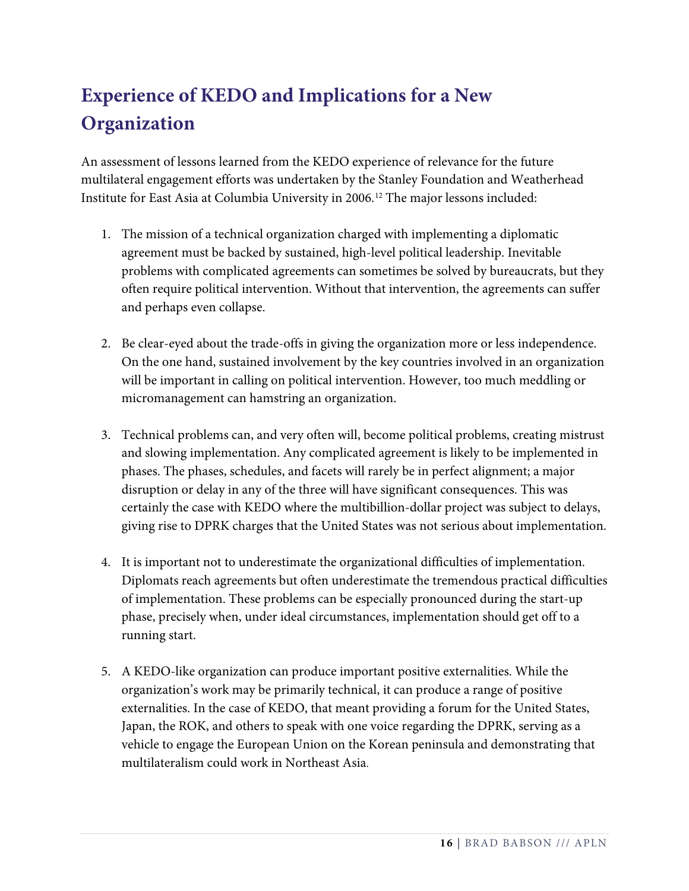## Experience of KEDO and Implications for a New Organization

An assessment of lessons learned from the KEDO experience of relevance for the future multilateral engagement efforts was undertaken by the Stanley Foundation and Weatherhead Institute for East Asia at Columbia University in 2006.[12] The major lessons included:

1. The mission of a technical organization charged with implementing a diplomatic agreement must be backed by sustained, high-level political leadership. Inevitable problems with complicated agreements can sometimes be solved by bureaucrats, but they often require political intervention. Without that intervention, the agreements can suffer and perhaps even collapse.

2. Be clear-eyed about the trade-offs in giving the organization more or less independence. On the one hand, sustained involvement by the key countries involved in an organization will be important in calling on political intervention. However, too much meddling or micromanagement can hamstring an organization.

3. Technical problems can, and very often will, become political problems, creating mistrust and slowing implementation. Any complicated agreement is likely to be implemented in phases. The phases, schedules, and facets will rarely be in perfect alignment; a major disruption or delay in any of the three will have significant consequences. This was certainly the case with KEDO where the multibillion-dollar project was subject to delays, giving rise to DPRK charges that the United States was not serious about implementation.

4. It is important not to underestimate the organizational difficulties of implementation. Diplomats reach agreements but often underestimate the tremendous practical difficulties of implementation. These problems can be especially pronounced during the start-up phase, precisely when, under ideal circumstances, implementation should get off to a running start.

5. A KEDO-like organization can produce important positive externalities. While the organization's work may be primarily technical, it can produce a range of positive externalities. In the case of KEDO, that meant providing a forum for the United States, Japan, the ROK, and others to speak with one voice regarding the DPRK, serving as a vehicle to engage the European Union on the Korean peninsula and demonstrating that multilateralism could work in Northeast Asia.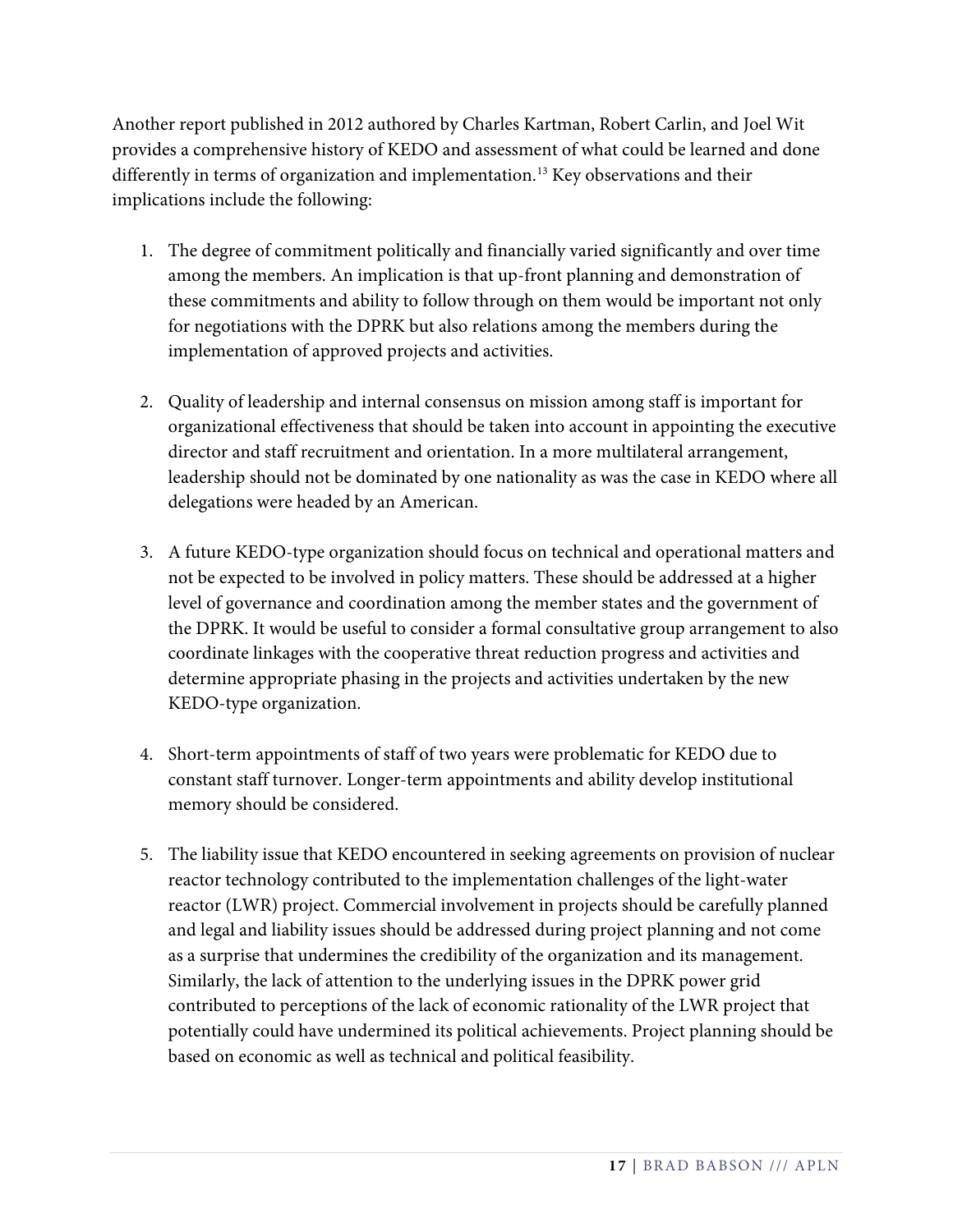Another report published in 2012 authored by Charles Kartman, Robert Carlin, and Joel Wit provides a comprehensive history of KEDO and assessment of what could be learned and done differently in terms of organization and implementation.[13] Key observations and their implications include the following:

1. The degree of commitment politically and financially varied significantly and over time among the members. An implication is that up-front planning and demonstration of these commitments and ability to follow through on them would be important not only for negotiations with the DPRK but also relations among the members during the implementation of approved projects and activities.

2. Quality of leadership and internal consensus on mission among staff is important for organizational effectiveness that should be taken into account in appointing the executive director and staff recruitment and orientation. In a more multilateral arrangement, leadership should not be dominated by one nationality as was the case in KEDO where all delegations were headed by an American.

3. A future KEDO-type organization should focus on technical and operational matters and not be expected to be involved in policy matters. These should be addressed at a higher level of governance and coordination among the member states and the government of the DPRK. It would be useful to consider a formal consultative group arrangement to also coordinate linkages with the cooperative threat reduction progress and activities and determine appropriate phasing in the projects and activities undertaken by the new KEDO-type organization.

4. Short-term appointments of staff of two years were problematic for KEDO due to constant staff turnover. Longer-term appointments and ability develop institutional memory should be considered.

5. The liability issue that KEDO encountered in seeking agreements on provision of nuclear reactor technology contributed to the implementation challenges of the light-water reactor (LWR) project. Commercial involvement in projects should be carefully planned and legal and liability issues should be addressed during project planning and not come as a surprise that undermines the credibility of the organization and its management. Similarly, the lack of attention to the underlying issues in the DPRK power grid contributed to perceptions of the lack of economic rationality of the LWR project that potentially could have undermined its political achievements. Project planning should be based on economic as well as technical and political feasibility.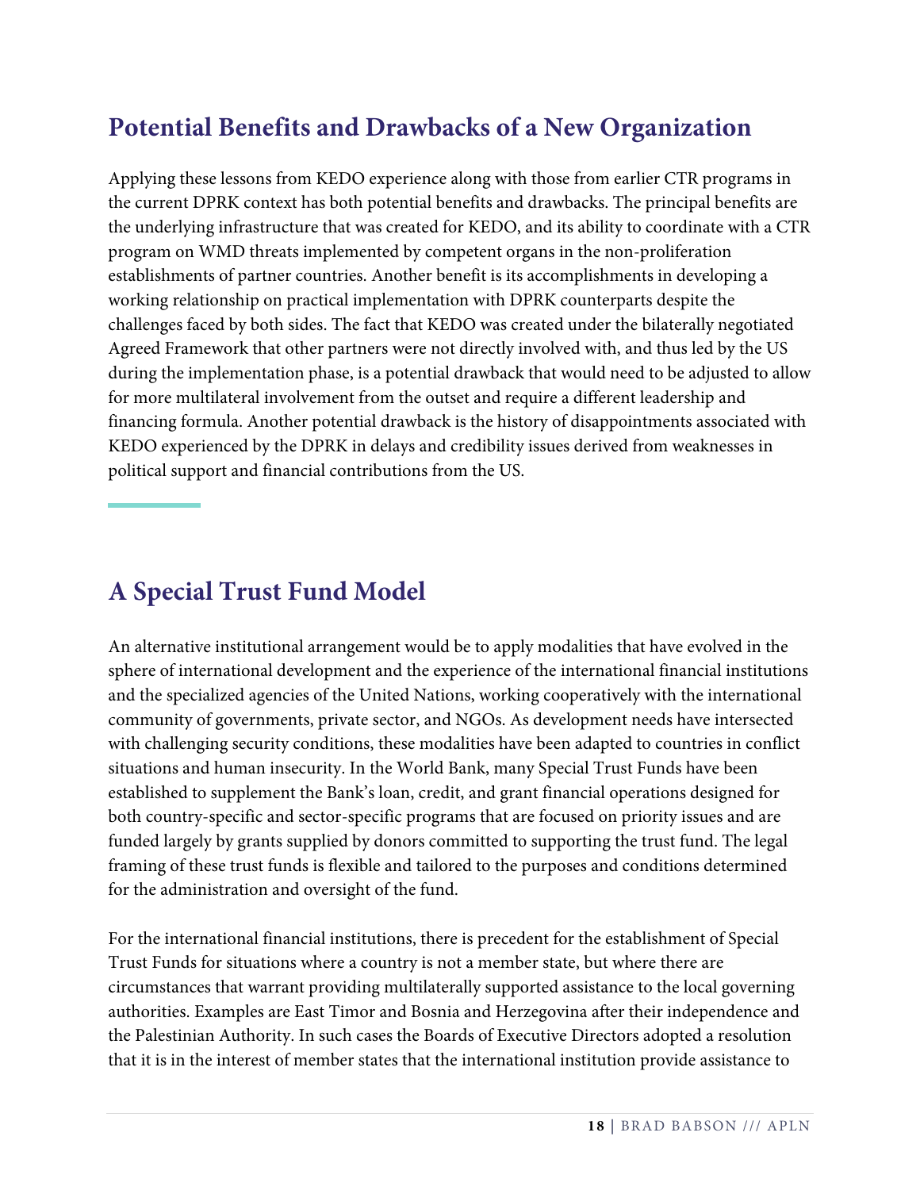## Potential Benefits and Drawbacks of a New Organization

Applying these lessons from KEDO experience along with those from earlier CTR programs in the current DPRK context has both potential benefits and drawbacks. The principal benefits are the underlying infrastructure that was created for KEDO, and its ability to coordinate with a CTR program on WMD threats implemented by competent organs in the non-proliferation establishments of partner countries. Another benefit is its accomplishments in developing a working relationship on practical implementation with DPRK counterparts despite the challenges faced by both sides. The fact that KEDO was created under the bilaterally negotiated Agreed Framework that other partners were not directly involved with, and thus led by the US during the implementation phase, is a potential drawback that would need to be adjusted to allow for more multilateral involvement from the outset and require a different leadership and financing formula. Another potential drawback is the history of disappointments associated with KEDO experienced by the DPRK in delays and credibility issues derived from weaknesses in political support and financial contributions from the US.

## A Special Trust Fund Model

An alternative institutional arrangement would be to apply modalities that have evolved in the sphere of international development and the experience of the international financial institutions and the specialized agencies of the United Nations, working cooperatively with the international community of governments, private sector, and NGOs. As development needs have intersected with challenging security conditions, these modalities have been adapted to countries in conflict situations and human insecurity. In the World Bank, many Special Trust Funds have been established to supplement the Bank's loan, credit, and grant financial operations designed for both country-specific and sector-specific programs that are focused on priority issues and are funded largely by grants supplied by donors committed to supporting the trust fund. The legal framing of these trust funds is flexible and tailored to the purposes and conditions determined for the administration and oversight of the fund.

For the international financial institutions, there is precedent for the establishment of Special Trust Funds for situations where a country is not a member state, but where there are circumstances that warrant providing multilaterally supported assistance to the local governing authorities. Examples are East Timor and Bosnia and Herzegovina after their independence and the Palestinian Authority. In such cases the Boards of Executive Directors adopted a resolution that it is in the interest of member states that the international institution provide assistance to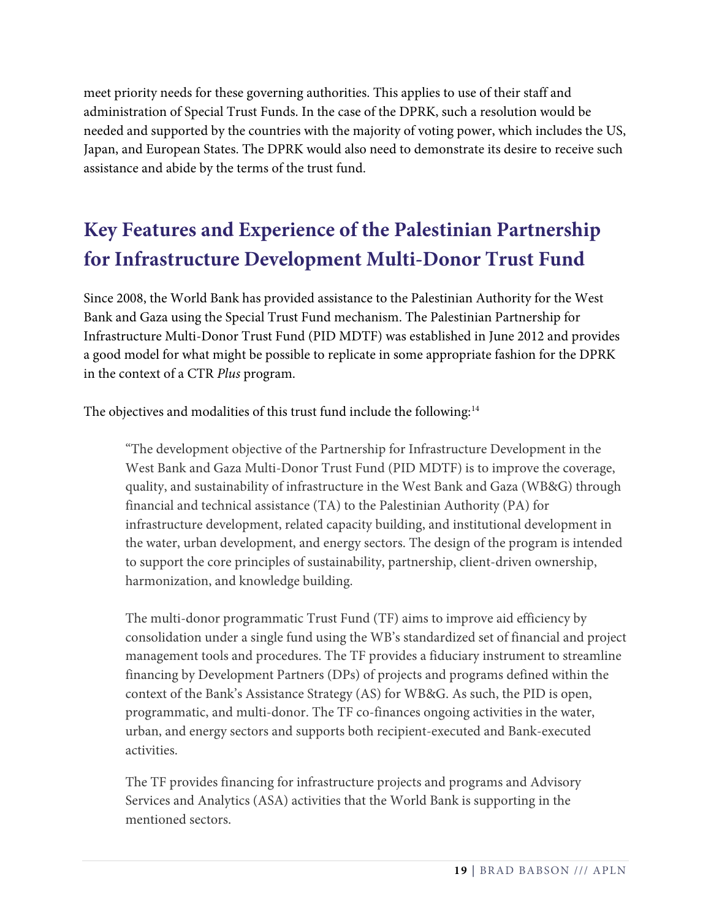meet priority needs for these governing authorities. This applies to use of their staff and administration of Special Trust Funds. In the case of the DPRK, such a resolution would be needed and supported by the countries with the majority of voting power, which includes the US, Japan, and European States. The DPRK would also need to demonstrate its desire to receive such assistance and abide by the terms of the trust fund.

## Key Features and Experience of the Palestinian Partnership for Infrastructure Development Multi-Donor Trust Fund

Since 2008, the World Bank has provided assistance to the Palestinian Authority for the West Bank and Gaza using the Special Trust Fund mechanism. The Palestinian Partnership for Infrastructure Multi-Donor Trust Fund (PID MDTF) was established in June 2012 and provides a good model for what might be possible to replicate in some appropriate fashion for the DPRK in the context of a CTR *Plus* program.

The objectives and modalities of this trust fund include the following:[14]

> "The development objective of the Partnership for Infrastructure Development in the West Bank and Gaza Multi-Donor Trust Fund (PID MDTF) is to improve the coverage, quality, and sustainability of infrastructure in the West Bank and Gaza (WB&G) through financial and technical assistance (TA) to the Palestinian Authority (PA) for infrastructure development, related capacity building, and institutional development in the water, urban development, and energy sectors. The design of the program is intended to support the core principles of sustainability, partnership, client-driven ownership, harmonization, and knowledge building.
>
> The multi-donor programmatic Trust Fund (TF) aims to improve aid efficiency by consolidation under a single fund using the WB's standardized set of financial and project management tools and procedures. The TF provides a fiduciary instrument to streamline financing by Development Partners (DPs) of projects and programs defined within the context of the Bank's Assistance Strategy (AS) for WB&G. As such, the PID is open, programmatic, and multi-donor. The TF co-finances ongoing activities in the water, urban, and energy sectors and supports both recipient-executed and Bank-executed activities.
>
> The TF provides financing for infrastructure projects and programs and Advisory Services and Analytics (ASA) activities that the World Bank is supporting in the mentioned sectors.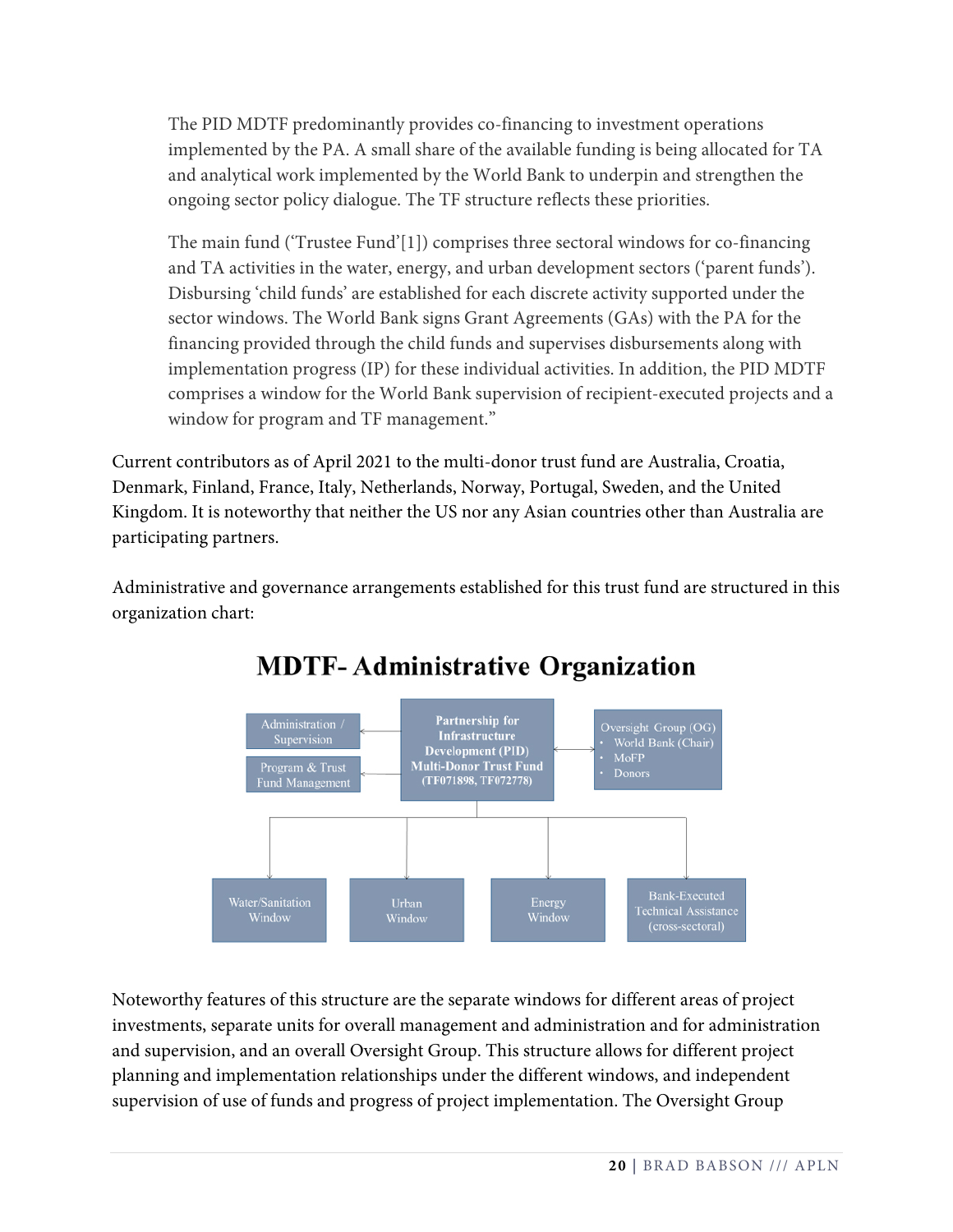> The PID MDTF predominantly provides co-financing to investment operations implemented by the PA. A small share of the available funding is being allocated for TA and analytical work implemented by the World Bank to underpin and strengthen the ongoing sector policy dialogue. The TF structure reflects these priorities.
>
> The main fund ('Trustee Fund'[1]) comprises three sectoral windows for co-financing and TA activities in the water, energy, and urban development sectors ('parent funds'). Disbursing 'child funds' are established for each discrete activity supported under the sector windows. The World Bank signs Grant Agreements (GAs) with the PA for the financing provided through the child funds and supervises disbursements along with implementation progress (IP) for these individual activities. In addition, the PID MDTF comprises a window for the World Bank supervision of recipient-executed projects and a window for program and TF management."

Current contributors as of April 2021 to the multi-donor trust fund are Australia, Croatia, Denmark, Finland, France, Italy, Netherlands, Norway, Portugal, Sweden, and the United Kingdom. It is noteworthy that neither the US nor any Asian countries other than Australia are participating partners.

Administrative and governance arrangements established for this trust fund are structured in this organization chart:

**MDTF- Administrative Organization**

- **Partnership for Infrastructure Development (PID) Multi-Donor Trust Fund (TF071898, TF072778)**
  - Administration / Supervision
  - Program & Trust Fund Management
  - Oversight Group (OG)
    - World Bank (Chair)
    - MoFP
    - Donors
  - Water/Sanitation Window
  - Urban Window
  - Energy Window
  - Bank-Executed Technical Assistance (cross-sectoral)

Noteworthy features of this structure are the separate windows for different areas of project investments, separate units for overall management and administration and for administration and supervision, and an overall Oversight Group. This structure allows for different project planning and implementation relationships under the different windows, and independent supervision of use of funds and progress of project implementation. The Oversight Group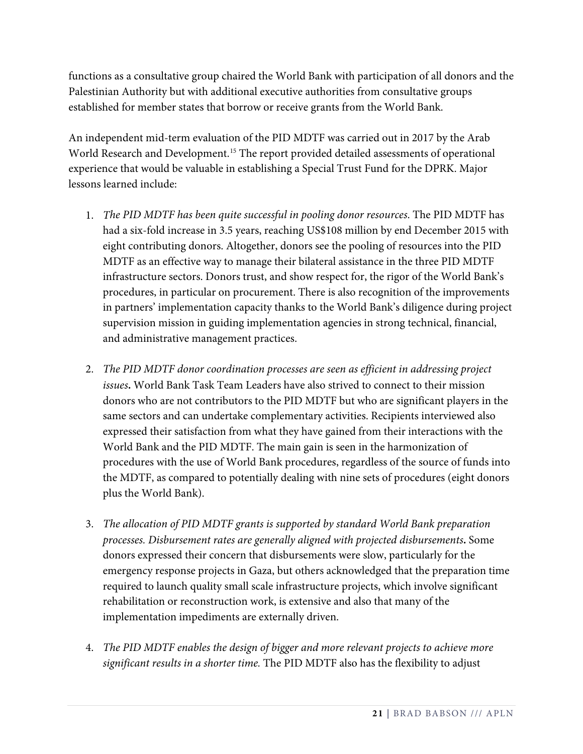functions as a consultative group chaired the World Bank with participation of all donors and the Palestinian Authority but with additional executive authorities from consultative groups established for member states that borrow or receive grants from the World Bank.

An independent mid-term evaluation of the PID MDTF was carried out in 2017 by the Arab World Research and Development.[15] The report provided detailed assessments of operational experience that would be valuable in establishing a Special Trust Fund for the DPRK. Major lessons learned include:

1. *The PID MDTF has been quite successful in pooling donor resources.* The PID MDTF has had a six-fold increase in 3.5 years, reaching US$108 million by end December 2015 with eight contributing donors. Altogether, donors see the pooling of resources into the PID MDTF as an effective way to manage their bilateral assistance in the three PID MDTF infrastructure sectors. Donors trust, and show respect for, the rigor of the World Bank's procedures, in particular on procurement. There is also recognition of the improvements in partners' implementation capacity thanks to the World Bank's diligence during project supervision mission in guiding implementation agencies in strong technical, financial, and administrative management practices.

2. *The PID MDTF donor coordination processes are seen as efficient in addressing project issues***.** World Bank Task Team Leaders have also strived to connect to their mission donors who are not contributors to the PID MDTF but who are significant players in the same sectors and can undertake complementary activities. Recipients interviewed also expressed their satisfaction from what they have gained from their interactions with the World Bank and the PID MDTF. The main gain is seen in the harmonization of procedures with the use of World Bank procedures, regardless of the source of funds into the MDTF, as compared to potentially dealing with nine sets of procedures (eight donors plus the World Bank).

3. *The allocation of PID MDTF grants is supported by standard World Bank preparation processes. Disbursement rates are generally aligned with projected disbursements***.** Some donors expressed their concern that disbursements were slow, particularly for the emergency response projects in Gaza, but others acknowledged that the preparation time required to launch quality small scale infrastructure projects, which involve significant rehabilitation or reconstruction work, is extensive and also that many of the implementation impediments are externally driven.

4. *The PID MDTF enables the design of bigger and more relevant projects to achieve more significant results in a shorter time.* The PID MDTF also has the flexibility to adjust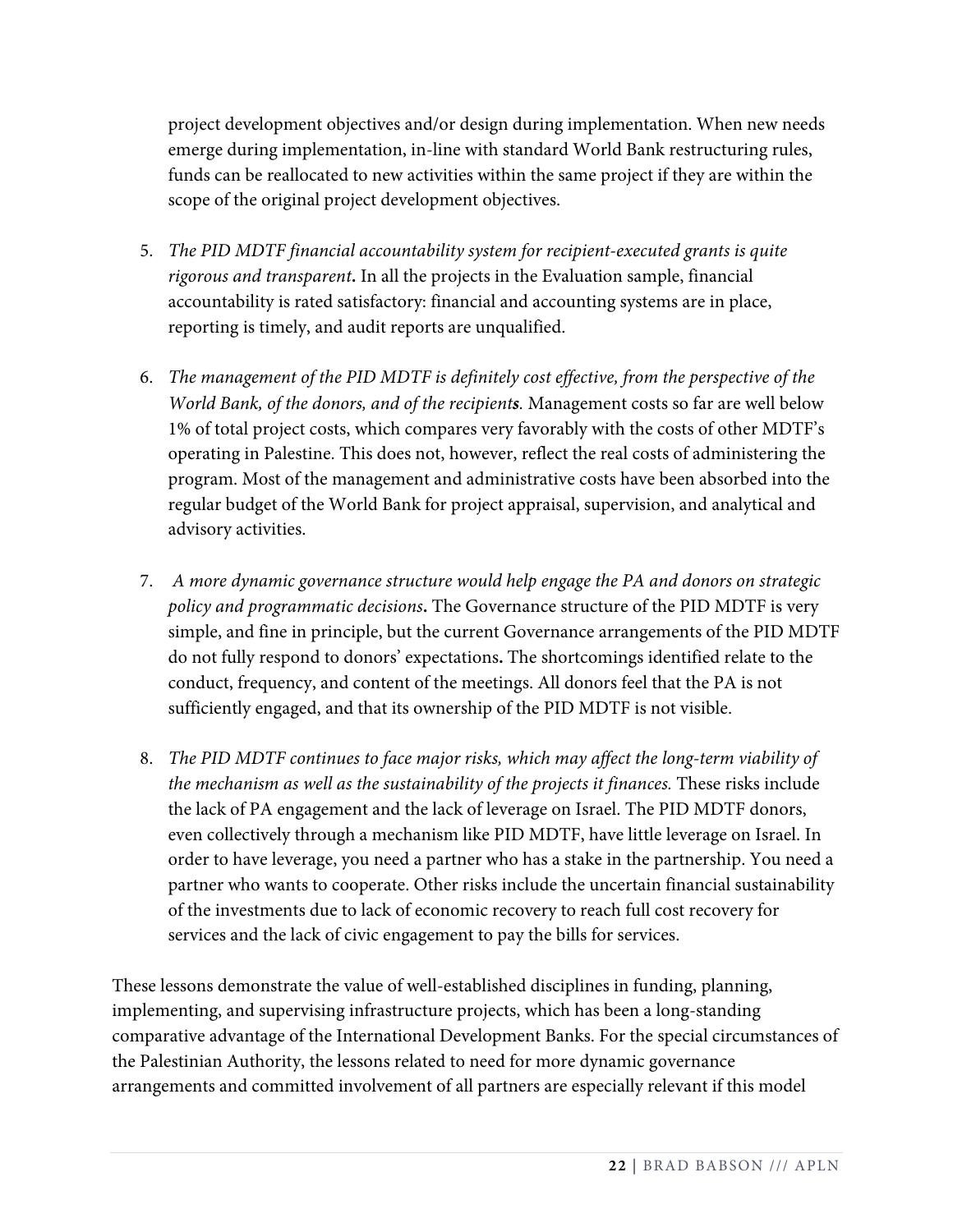project development objectives and/or design during implementation. When new needs emerge during implementation, in-line with standard World Bank restructuring rules, funds can be reallocated to new activities within the same project if they are within the scope of the original project development objectives.

5. *The PID MDTF financial accountability system for recipient-executed grants is quite rigorous and transparent***.** In all the projects in the Evaluation sample, financial accountability is rated satisfactory: financial and accounting systems are in place, reporting is timely, and audit reports are unqualified.

6. *The management of the PID MDTF is definitely cost effective, from the perspective of the World Bank, of the donors, and of the recipients.* Management costs so far are well below 1% of total project costs, which compares very favorably with the costs of other MDTF's operating in Palestine. This does not, however, reflect the real costs of administering the program. Most of the management and administrative costs have been absorbed into the regular budget of the World Bank for project appraisal, supervision, and analytical and advisory activities.

7. *A more dynamic governance structure would help engage the PA and donors on strategic policy and programmatic decisions***.** The Governance structure of the PID MDTF is very simple, and fine in principle, but the current Governance arrangements of the PID MDTF do not fully respond to donors' expectations**.** The shortcomings identified relate to the conduct, frequency, and content of the meetings. All donors feel that the PA is not sufficiently engaged, and that its ownership of the PID MDTF is not visible.

8. *The PID MDTF continues to face major risks, which may affect the long-term viability of the mechanism as well as the sustainability of the projects it finances.* These risks include the lack of PA engagement and the lack of leverage on Israel. The PID MDTF donors, even collectively through a mechanism like PID MDTF, have little leverage on Israel. In order to have leverage, you need a partner who has a stake in the partnership. You need a partner who wants to cooperate. Other risks include the uncertain financial sustainability of the investments due to lack of economic recovery to reach full cost recovery for services and the lack of civic engagement to pay the bills for services.

These lessons demonstrate the value of well-established disciplines in funding, planning, implementing, and supervising infrastructure projects, which has been a long-standing comparative advantage of the International Development Banks. For the special circumstances of the Palestinian Authority, the lessons related to need for more dynamic governance arrangements and committed involvement of all partners are especially relevant if this model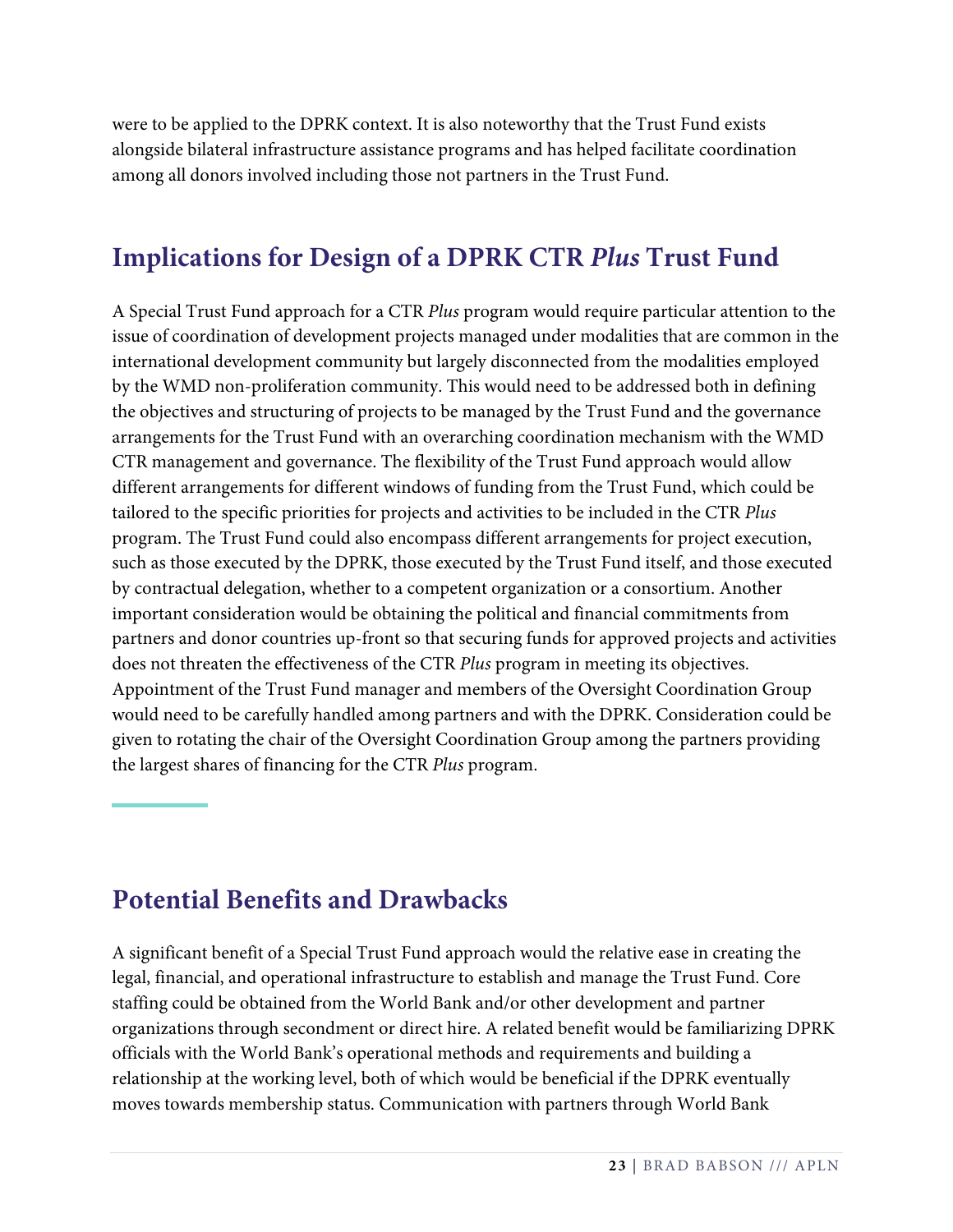were to be applied to the DPRK context. It is also noteworthy that the Trust Fund exists alongside bilateral infrastructure assistance programs and has helped facilitate coordination among all donors involved including those not partners in the Trust Fund.

## Implications for Design of a DPRK CTR *Plus* Trust Fund

A Special Trust Fund approach for a CTR *Plus* program would require particular attention to the issue of coordination of development projects managed under modalities that are common in the international development community but largely disconnected from the modalities employed by the WMD non-proliferation community. This would need to be addressed both in defining the objectives and structuring of projects to be managed by the Trust Fund and the governance arrangements for the Trust Fund with an overarching coordination mechanism with the WMD CTR management and governance. The flexibility of the Trust Fund approach would allow different arrangements for different windows of funding from the Trust Fund, which could be tailored to the specific priorities for projects and activities to be included in the CTR *Plus* program. The Trust Fund could also encompass different arrangements for project execution, such as those executed by the DPRK, those executed by the Trust Fund itself, and those executed by contractual delegation, whether to a competent organization or a consortium. Another important consideration would be obtaining the political and financial commitments from partners and donor countries up-front so that securing funds for approved projects and activities does not threaten the effectiveness of the CTR *Plus* program in meeting its objectives. Appointment of the Trust Fund manager and members of the Oversight Coordination Group would need to be carefully handled among partners and with the DPRK. Consideration could be given to rotating the chair of the Oversight Coordination Group among the partners providing the largest shares of financing for the CTR *Plus* program.

## Potential Benefits and Drawbacks

A significant benefit of a Special Trust Fund approach would the relative ease in creating the legal, financial, and operational infrastructure to establish and manage the Trust Fund. Core staffing could be obtained from the World Bank and/or other development and partner organizations through secondment or direct hire. A related benefit would be familiarizing DPRK officials with the World Bank's operational methods and requirements and building a relationship at the working level, both of which would be beneficial if the DPRK eventually moves towards membership status. Communication with partners through World Bank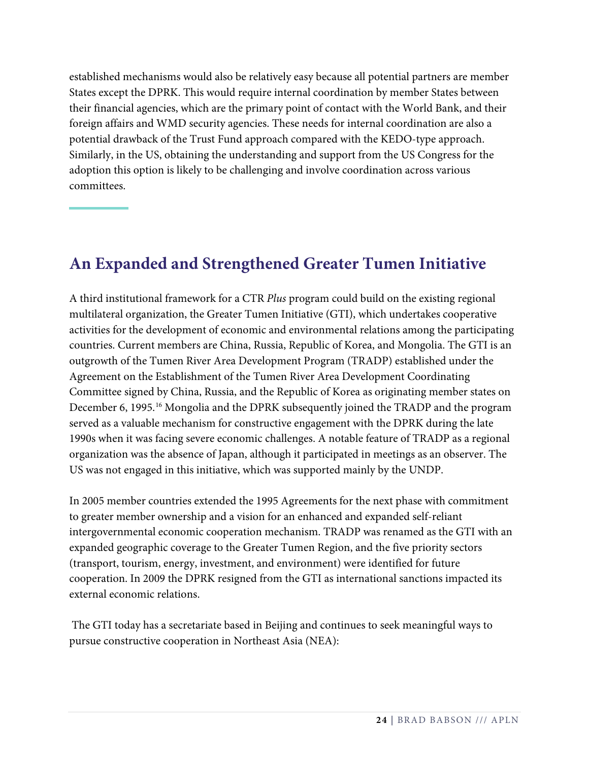established mechanisms would also be relatively easy because all potential partners are member States except the DPRK. This would require internal coordination by member States between their financial agencies, which are the primary point of contact with the World Bank, and their foreign affairs and WMD security agencies. These needs for internal coordination are also a potential drawback of the Trust Fund approach compared with the KEDO-type approach. Similarly, in the US, obtaining the understanding and support from the US Congress for the adoption this option is likely to be challenging and involve coordination across various committees.

## An Expanded and Strengthened Greater Tumen Initiative

A third institutional framework for a CTR *Plus* program could build on the existing regional multilateral organization, the Greater Tumen Initiative (GTI), which undertakes cooperative activities for the development of economic and environmental relations among the participating countries. Current members are China, Russia, Republic of Korea, and Mongolia. The GTI is an outgrowth of the Tumen River Area Development Program (TRADP) established under the Agreement on the Establishment of the Tumen River Area Development Coordinating Committee signed by China, Russia, and the Republic of Korea as originating member states on December 6, 1995.[16] Mongolia and the DPRK subsequently joined the TRADP and the program served as a valuable mechanism for constructive engagement with the DPRK during the late 1990s when it was facing severe economic challenges. A notable feature of TRADP as a regional organization was the absence of Japan, although it participated in meetings as an observer. The US was not engaged in this initiative, which was supported mainly by the UNDP.

In 2005 member countries extended the 1995 Agreements for the next phase with commitment to greater member ownership and a vision for an enhanced and expanded self-reliant intergovernmental economic cooperation mechanism. TRADP was renamed as the GTI with an expanded geographic coverage to the Greater Tumen Region, and the five priority sectors (transport, tourism, energy, investment, and environment) were identified for future cooperation. In 2009 the DPRK resigned from the GTI as international sanctions impacted its external economic relations.

The GTI today has a secretariate based in Beijing and continues to seek meaningful ways to pursue constructive cooperation in Northeast Asia (NEA):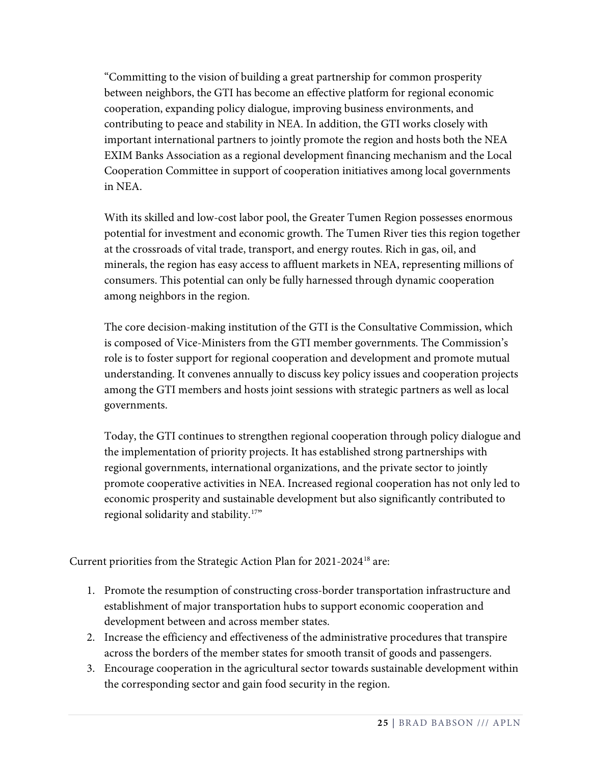> "Committing to the vision of building a great partnership for common prosperity between neighbors, the GTI has become an effective platform for regional economic cooperation, expanding policy dialogue, improving business environments, and contributing to peace and stability in NEA. In addition, the GTI works closely with important international partners to jointly promote the region and hosts both the NEA EXIM Banks Association as a regional development financing mechanism and the Local Cooperation Committee in support of cooperation initiatives among local governments in NEA.
>
> With its skilled and low-cost labor pool, the Greater Tumen Region possesses enormous potential for investment and economic growth. The Tumen River ties this region together at the crossroads of vital trade, transport, and energy routes. Rich in gas, oil, and minerals, the region has easy access to affluent markets in NEA, representing millions of consumers. This potential can only be fully harnessed through dynamic cooperation among neighbors in the region.
>
> The core decision-making institution of the GTI is the Consultative Commission, which is composed of Vice-Ministers from the GTI member governments. The Commission's role is to foster support for regional cooperation and development and promote mutual understanding. It convenes annually to discuss key policy issues and cooperation projects among the GTI members and hosts joint sessions with strategic partners as well as local governments.
>
> Today, the GTI continues to strengthen regional cooperation through policy dialogue and the implementation of priority projects. It has established strong partnerships with regional governments, international organizations, and the private sector to jointly promote cooperative activities in NEA. Increased regional cooperation has not only led to economic prosperity and sustainable development but also significantly contributed to regional solidarity and stability.[17]"

Current priorities from the Strategic Action Plan for 2021-2024[18] are:

1. Promote the resumption of constructing cross-border transportation infrastructure and establishment of major transportation hubs to support economic cooperation and development between and across member states.
2. Increase the efficiency and effectiveness of the administrative procedures that transpire across the borders of the member states for smooth transit of goods and passengers.
3. Encourage cooperation in the agricultural sector towards sustainable development within the corresponding sector and gain food security in the region.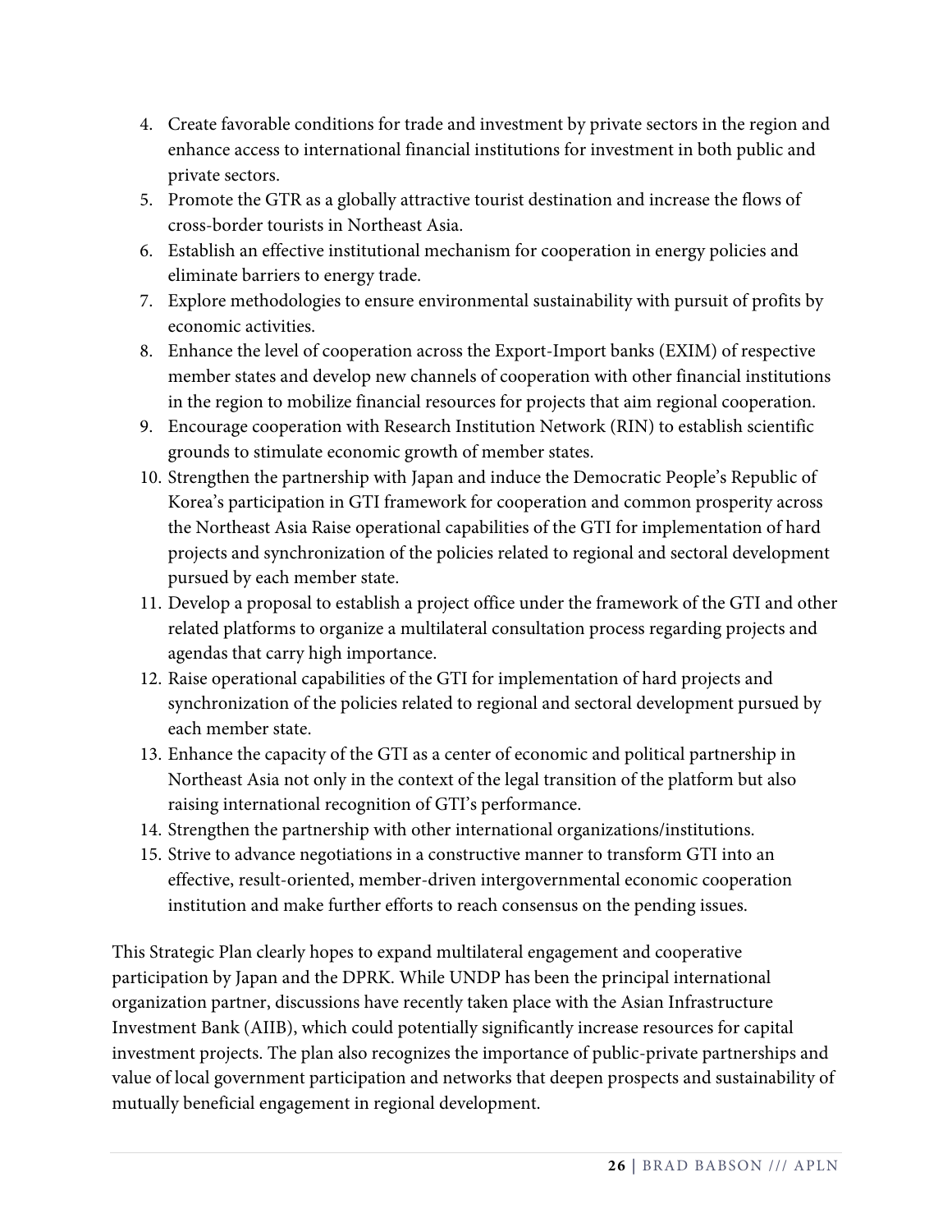4. Create favorable conditions for trade and investment by private sectors in the region and enhance access to international financial institutions for investment in both public and private sectors.
5. Promote the GTR as a globally attractive tourist destination and increase the flows of cross-border tourists in Northeast Asia.
6. Establish an effective institutional mechanism for cooperation in energy policies and eliminate barriers to energy trade.
7. Explore methodologies to ensure environmental sustainability with pursuit of profits by economic activities.
8. Enhance the level of cooperation across the Export-Import banks (EXIM) of respective member states and develop new channels of cooperation with other financial institutions in the region to mobilize financial resources for projects that aim regional cooperation.
9. Encourage cooperation with Research Institution Network (RIN) to establish scientific grounds to stimulate economic growth of member states.
10. Strengthen the partnership with Japan and induce the Democratic People's Republic of Korea's participation in GTI framework for cooperation and common prosperity across the Northeast Asia Raise operational capabilities of the GTI for implementation of hard projects and synchronization of the policies related to regional and sectoral development pursued by each member state.
11. Develop a proposal to establish a project office under the framework of the GTI and other related platforms to organize a multilateral consultation process regarding projects and agendas that carry high importance.
12. Raise operational capabilities of the GTI for implementation of hard projects and synchronization of the policies related to regional and sectoral development pursued by each member state.
13. Enhance the capacity of the GTI as a center of economic and political partnership in Northeast Asia not only in the context of the legal transition of the platform but also raising international recognition of GTI's performance.
14. Strengthen the partnership with other international organizations/institutions.
15. Strive to advance negotiations in a constructive manner to transform GTI into an effective, result-oriented, member-driven intergovernmental economic cooperation institution and make further efforts to reach consensus on the pending issues.

This Strategic Plan clearly hopes to expand multilateral engagement and cooperative participation by Japan and the DPRK. While UNDP has been the principal international organization partner, discussions have recently taken place with the Asian Infrastructure Investment Bank (AIIB), which could potentially significantly increase resources for capital investment projects. The plan also recognizes the importance of public-private partnerships and value of local government participation and networks that deepen prospects and sustainability of mutually beneficial engagement in regional development.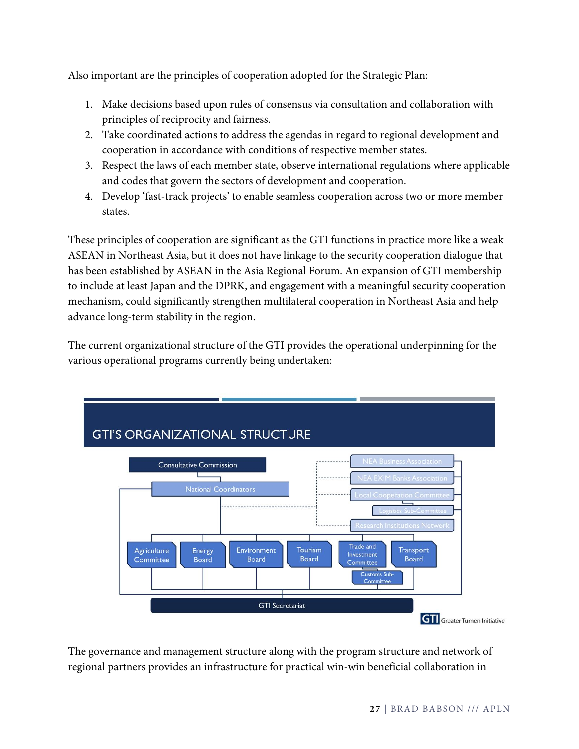Also important are the principles of cooperation adopted for the Strategic Plan:

1. Make decisions based upon rules of consensus via consultation and collaboration with principles of reciprocity and fairness.
2. Take coordinated actions to address the agendas in regard to regional development and cooperation in accordance with conditions of respective member states.
3. Respect the laws of each member state, observe international regulations where applicable and codes that govern the sectors of development and cooperation.
4. Develop 'fast-track projects' to enable seamless cooperation across two or more member states.

These principles of cooperation are significant as the GTI functions in practice more like a weak ASEAN in Northeast Asia, but it does not have linkage to the security cooperation dialogue that has been established by ASEAN in the Asia Regional Forum. An expansion of GTI membership to include at least Japan and the DPRK, and engagement with a meaningful security cooperation mechanism, could significantly strengthen multilateral cooperation in Northeast Asia and help advance long-term stability in the region.

The current organizational structure of the GTI provides the operational underpinning for the various operational programs currently being undertaken:

GTI'S ORGANIZATIONAL STRUCTURE

- Consultative Commission
- National Coordinators
- NEA Business Association
- NEA EXIM Banks Association
- Local Cooperation Committee
- Logistics Sub-Committee
- Research Institutions Network
- Agriculture Committee
- Energy Board
- Environment Board
- Tourism Board
- Trade and Investment Committee
- Customs Sub-Committee
- Transport Board
- GTI Secretariat

GTI Greater Tumen Initiative

The governance and management structure along with the program structure and network of regional partners provides an infrastructure for practical win-win beneficial collaboration in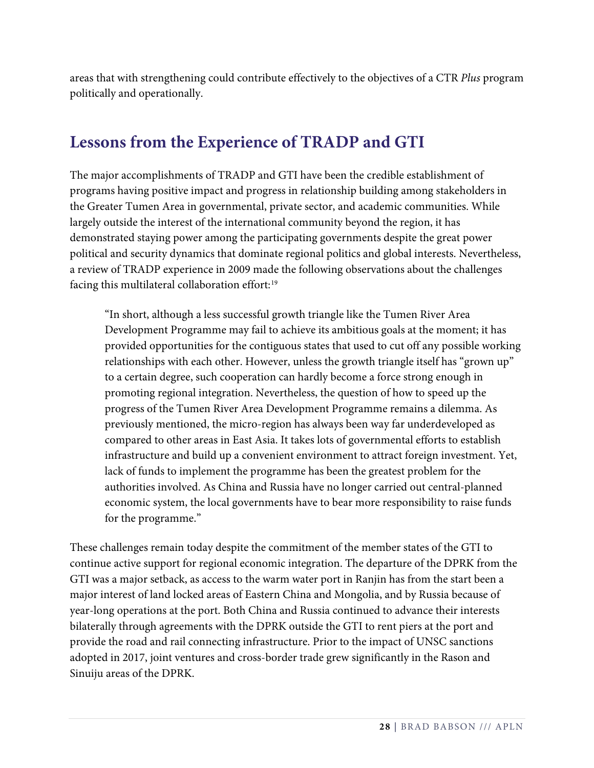areas that with strengthening could contribute effectively to the objectives of a CTR *Plus* program politically and operationally.

## Lessons from the Experience of TRADP and GTI

The major accomplishments of TRADP and GTI have been the credible establishment of programs having positive impact and progress in relationship building among stakeholders in the Greater Tumen Area in governmental, private sector, and academic communities. While largely outside the interest of the international community beyond the region, it has demonstrated staying power among the participating governments despite the great power political and security dynamics that dominate regional politics and global interests. Nevertheless, a review of TRADP experience in 2009 made the following observations about the challenges facing this multilateral collaboration effort:[19]

> "In short, although a less successful growth triangle like the Tumen River Area Development Programme may fail to achieve its ambitious goals at the moment; it has provided opportunities for the contiguous states that used to cut off any possible working relationships with each other. However, unless the growth triangle itself has "grown up" to a certain degree, such cooperation can hardly become a force strong enough in promoting regional integration. Nevertheless, the question of how to speed up the progress of the Tumen River Area Development Programme remains a dilemma. As previously mentioned, the micro-region has always been way far underdeveloped as compared to other areas in East Asia. It takes lots of governmental efforts to establish infrastructure and build up a convenient environment to attract foreign investment. Yet, lack of funds to implement the programme has been the greatest problem for the authorities involved. As China and Russia have no longer carried out central-planned economic system, the local governments have to bear more responsibility to raise funds for the programme."

These challenges remain today despite the commitment of the member states of the GTI to continue active support for regional economic integration. The departure of the DPRK from the GTI was a major setback, as access to the warm water port in Ranjin has from the start been a major interest of land locked areas of Eastern China and Mongolia, and by Russia because of year-long operations at the port. Both China and Russia continued to advance their interests bilaterally through agreements with the DPRK outside the GTI to rent piers at the port and provide the road and rail connecting infrastructure. Prior to the impact of UNSC sanctions adopted in 2017, joint ventures and cross-border trade grew significantly in the Rason and Sinuiju areas of the DPRK.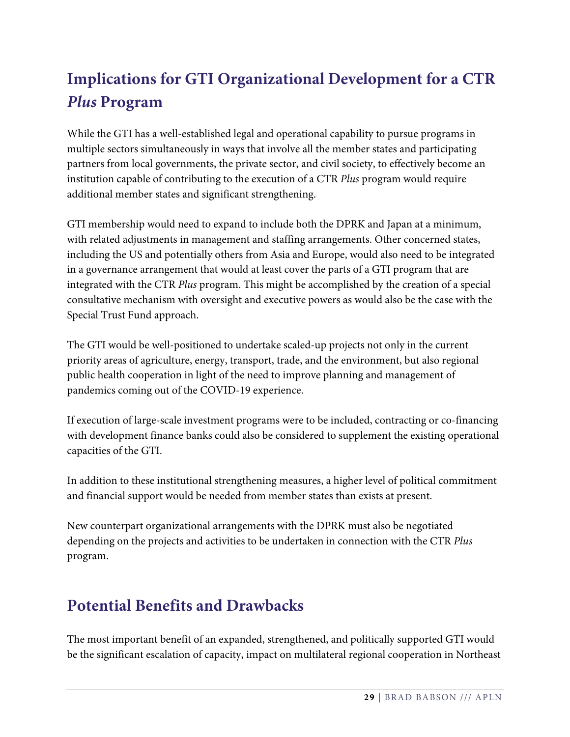## Implications for GTI Organizational Development for a CTR *Plus* Program

While the GTI has a well-established legal and operational capability to pursue programs in multiple sectors simultaneously in ways that involve all the member states and participating partners from local governments, the private sector, and civil society, to effectively become an institution capable of contributing to the execution of a CTR *Plus* program would require additional member states and significant strengthening.

GTI membership would need to expand to include both the DPRK and Japan at a minimum, with related adjustments in management and staffing arrangements. Other concerned states, including the US and potentially others from Asia and Europe, would also need to be integrated in a governance arrangement that would at least cover the parts of a GTI program that are integrated with the CTR *Plus* program. This might be accomplished by the creation of a special consultative mechanism with oversight and executive powers as would also be the case with the Special Trust Fund approach.

The GTI would be well-positioned to undertake scaled-up projects not only in the current priority areas of agriculture, energy, transport, trade, and the environment, but also regional public health cooperation in light of the need to improve planning and management of pandemics coming out of the COVID-19 experience.

If execution of large-scale investment programs were to be included, contracting or co-financing with development finance banks could also be considered to supplement the existing operational capacities of the GTI.

In addition to these institutional strengthening measures, a higher level of political commitment and financial support would be needed from member states than exists at present.

New counterpart organizational arrangements with the DPRK must also be negotiated depending on the projects and activities to be undertaken in connection with the CTR *Plus* program.

## Potential Benefits and Drawbacks

The most important benefit of an expanded, strengthened, and politically supported GTI would be the significant escalation of capacity, impact on multilateral regional cooperation in Northeast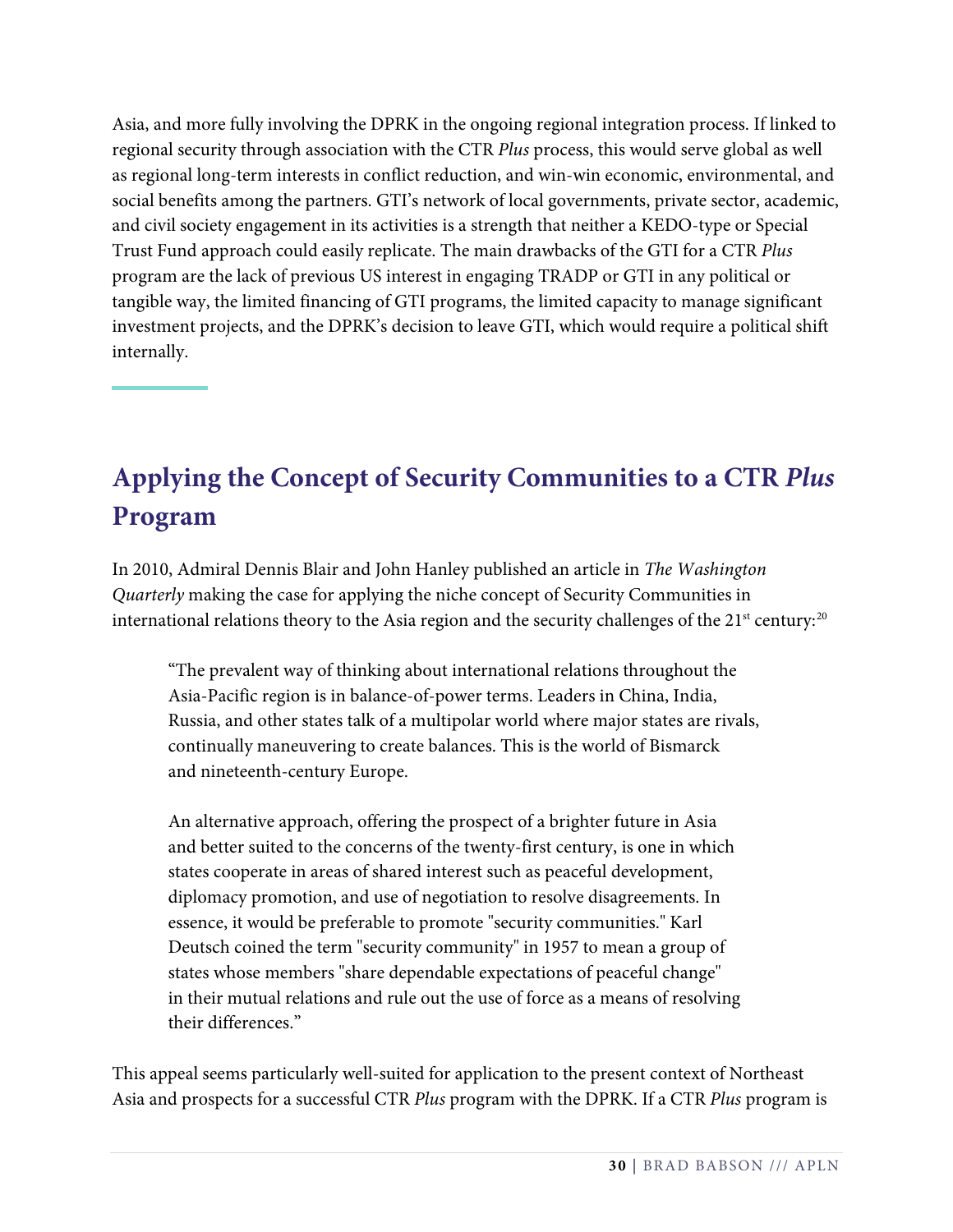Asia, and more fully involving the DPRK in the ongoing regional integration process. If linked to regional security through association with the CTR *Plus* process, this would serve global as well as regional long-term interests in conflict reduction, and win-win economic, environmental, and social benefits among the partners. GTI's network of local governments, private sector, academic, and civil society engagement in its activities is a strength that neither a KEDO-type or Special Trust Fund approach could easily replicate. The main drawbacks of the GTI for a CTR *Plus* program are the lack of previous US interest in engaging TRADP or GTI in any political or tangible way, the limited financing of GTI programs, the limited capacity to manage significant investment projects, and the DPRK's decision to leave GTI, which would require a political shift internally.

## Applying the Concept of Security Communities to a CTR *Plus* Program

In 2010, Admiral Dennis Blair and John Hanley published an article in *The Washington Quarterly* making the case for applying the niche concept of Security Communities in international relations theory to the Asia region and the security challenges of the 21st century:[20]

> "The prevalent way of thinking about international relations throughout the Asia-Pacific region is in balance-of-power terms. Leaders in China, India, Russia, and other states talk of a multipolar world where major states are rivals, continually maneuvering to create balances. This is the world of Bismarck and nineteenth-century Europe.
>
> An alternative approach, offering the prospect of a brighter future in Asia and better suited to the concerns of the twenty-first century, is one in which states cooperate in areas of shared interest such as peaceful development, diplomacy promotion, and use of negotiation to resolve disagreements. In essence, it would be preferable to promote "security communities." Karl Deutsch coined the term "security community" in 1957 to mean a group of states whose members "share dependable expectations of peaceful change" in their mutual relations and rule out the use of force as a means of resolving their differences."

This appeal seems particularly well-suited for application to the present context of Northeast Asia and prospects for a successful CTR *Plus* program with the DPRK. If a CTR *Plus* program is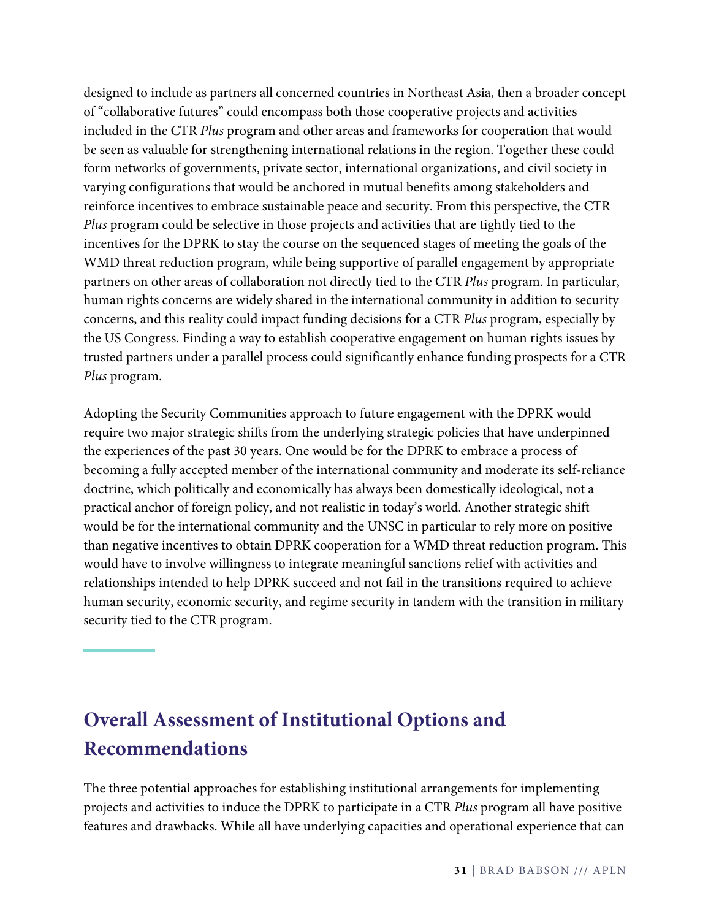designed to include as partners all concerned countries in Northeast Asia, then a broader concept of "collaborative futures" could encompass both those cooperative projects and activities included in the CTR *Plus* program and other areas and frameworks for cooperation that would be seen as valuable for strengthening international relations in the region. Together these could form networks of governments, private sector, international organizations, and civil society in varying configurations that would be anchored in mutual benefits among stakeholders and reinforce incentives to embrace sustainable peace and security. From this perspective, the CTR *Plus* program could be selective in those projects and activities that are tightly tied to the incentives for the DPRK to stay the course on the sequenced stages of meeting the goals of the WMD threat reduction program, while being supportive of parallel engagement by appropriate partners on other areas of collaboration not directly tied to the CTR *Plus* program. In particular, human rights concerns are widely shared in the international community in addition to security concerns, and this reality could impact funding decisions for a CTR *Plus* program, especially by the US Congress. Finding a way to establish cooperative engagement on human rights issues by trusted partners under a parallel process could significantly enhance funding prospects for a CTR *Plus* program.

Adopting the Security Communities approach to future engagement with the DPRK would require two major strategic shifts from the underlying strategic policies that have underpinned the experiences of the past 30 years. One would be for the DPRK to embrace a process of becoming a fully accepted member of the international community and moderate its self-reliance doctrine, which politically and economically has always been domestically ideological, not a practical anchor of foreign policy, and not realistic in today's world. Another strategic shift would be for the international community and the UNSC in particular to rely more on positive than negative incentives to obtain DPRK cooperation for a WMD threat reduction program. This would have to involve willingness to integrate meaningful sanctions relief with activities and relationships intended to help DPRK succeed and not fail in the transitions required to achieve human security, economic security, and regime security in tandem with the transition in military security tied to the CTR program.

## Overall Assessment of Institutional Options and Recommendations

The three potential approaches for establishing institutional arrangements for implementing projects and activities to induce the DPRK to participate in a CTR *Plus* program all have positive features and drawbacks. While all have underlying capacities and operational experience that can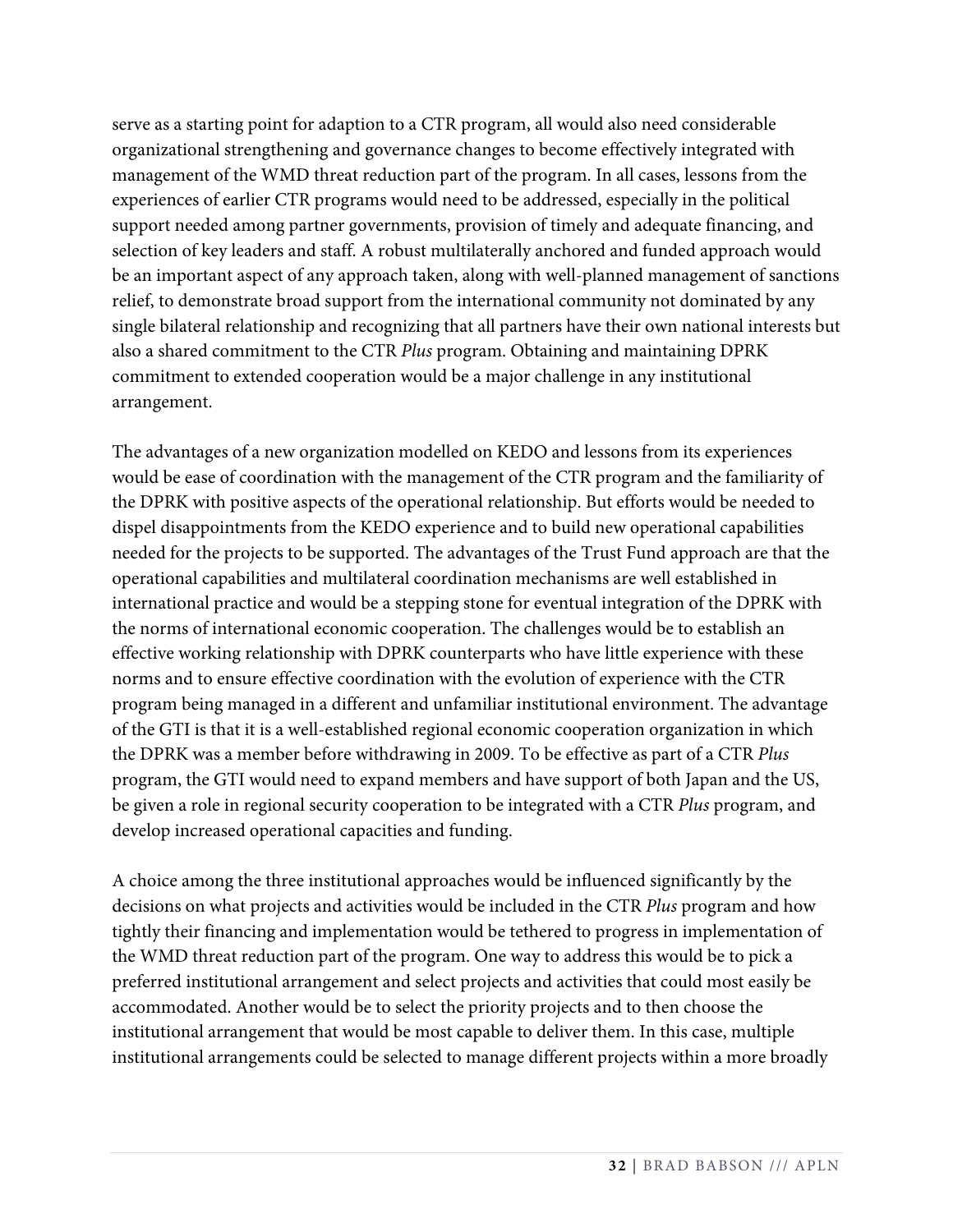serve as a starting point for adaption to a CTR program, all would also need considerable organizational strengthening and governance changes to become effectively integrated with management of the WMD threat reduction part of the program. In all cases, lessons from the experiences of earlier CTR programs would need to be addressed, especially in the political support needed among partner governments, provision of timely and adequate financing, and selection of key leaders and staff. A robust multilaterally anchored and funded approach would be an important aspect of any approach taken, along with well-planned management of sanctions relief, to demonstrate broad support from the international community not dominated by any single bilateral relationship and recognizing that all partners have their own national interests but also a shared commitment to the CTR *Plus* program. Obtaining and maintaining DPRK commitment to extended cooperation would be a major challenge in any institutional arrangement.

The advantages of a new organization modelled on KEDO and lessons from its experiences would be ease of coordination with the management of the CTR program and the familiarity of the DPRK with positive aspects of the operational relationship. But efforts would be needed to dispel disappointments from the KEDO experience and to build new operational capabilities needed for the projects to be supported. The advantages of the Trust Fund approach are that the operational capabilities and multilateral coordination mechanisms are well established in international practice and would be a stepping stone for eventual integration of the DPRK with the norms of international economic cooperation. The challenges would be to establish an effective working relationship with DPRK counterparts who have little experience with these norms and to ensure effective coordination with the evolution of experience with the CTR program being managed in a different and unfamiliar institutional environment. The advantage of the GTI is that it is a well-established regional economic cooperation organization in which the DPRK was a member before withdrawing in 2009. To be effective as part of a CTR *Plus* program, the GTI would need to expand members and have support of both Japan and the US, be given a role in regional security cooperation to be integrated with a CTR *Plus* program, and develop increased operational capacities and funding.

A choice among the three institutional approaches would be influenced significantly by the decisions on what projects and activities would be included in the CTR *Plus* program and how tightly their financing and implementation would be tethered to progress in implementation of the WMD threat reduction part of the program. One way to address this would be to pick a preferred institutional arrangement and select projects and activities that could most easily be accommodated. Another would be to select the priority projects and to then choose the institutional arrangement that would be most capable to deliver them. In this case, multiple institutional arrangements could be selected to manage different projects within a more broadly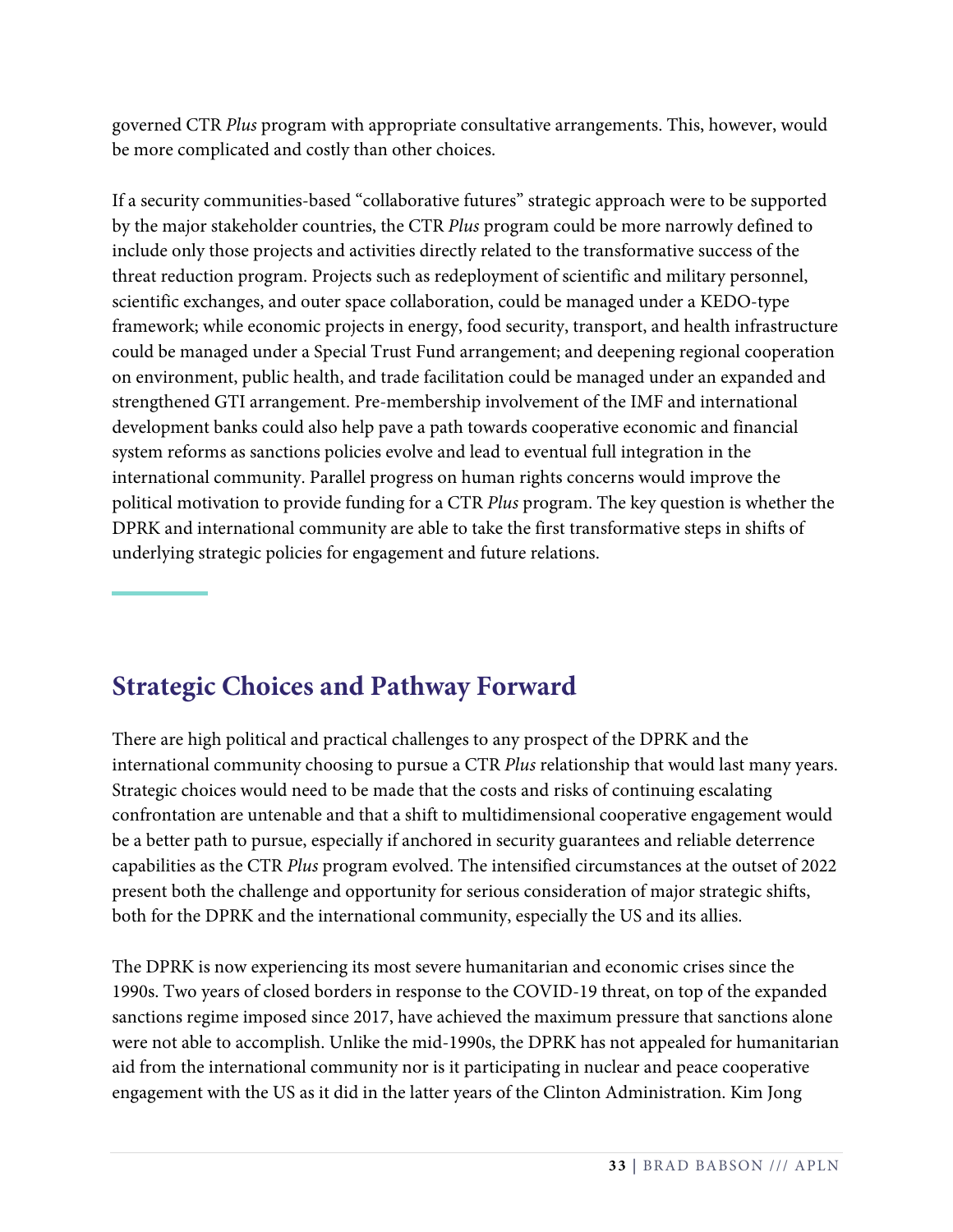governed CTR *Plus* program with appropriate consultative arrangements. This, however, would be more complicated and costly than other choices.

If a security communities-based "collaborative futures" strategic approach were to be supported by the major stakeholder countries, the CTR *Plus* program could be more narrowly defined to include only those projects and activities directly related to the transformative success of the threat reduction program. Projects such as redeployment of scientific and military personnel, scientific exchanges, and outer space collaboration, could be managed under a KEDO-type framework; while economic projects in energy, food security, transport, and health infrastructure could be managed under a Special Trust Fund arrangement; and deepening regional cooperation on environment, public health, and trade facilitation could be managed under an expanded and strengthened GTI arrangement. Pre-membership involvement of the IMF and international development banks could also help pave a path towards cooperative economic and financial system reforms as sanctions policies evolve and lead to eventual full integration in the international community. Parallel progress on human rights concerns would improve the political motivation to provide funding for a CTR *Plus* program. The key question is whether the DPRK and international community are able to take the first transformative steps in shifts of underlying strategic policies for engagement and future relations.

## Strategic Choices and Pathway Forward

There are high political and practical challenges to any prospect of the DPRK and the international community choosing to pursue a CTR *Plus* relationship that would last many years. Strategic choices would need to be made that the costs and risks of continuing escalating confrontation are untenable and that a shift to multidimensional cooperative engagement would be a better path to pursue, especially if anchored in security guarantees and reliable deterrence capabilities as the CTR *Plus* program evolved. The intensified circumstances at the outset of 2022 present both the challenge and opportunity for serious consideration of major strategic shifts, both for the DPRK and the international community, especially the US and its allies.

The DPRK is now experiencing its most severe humanitarian and economic crises since the 1990s. Two years of closed borders in response to the COVID-19 threat, on top of the expanded sanctions regime imposed since 2017, have achieved the maximum pressure that sanctions alone were not able to accomplish. Unlike the mid-1990s, the DPRK has not appealed for humanitarian aid from the international community nor is it participating in nuclear and peace cooperative engagement with the US as it did in the latter years of the Clinton Administration. Kim Jong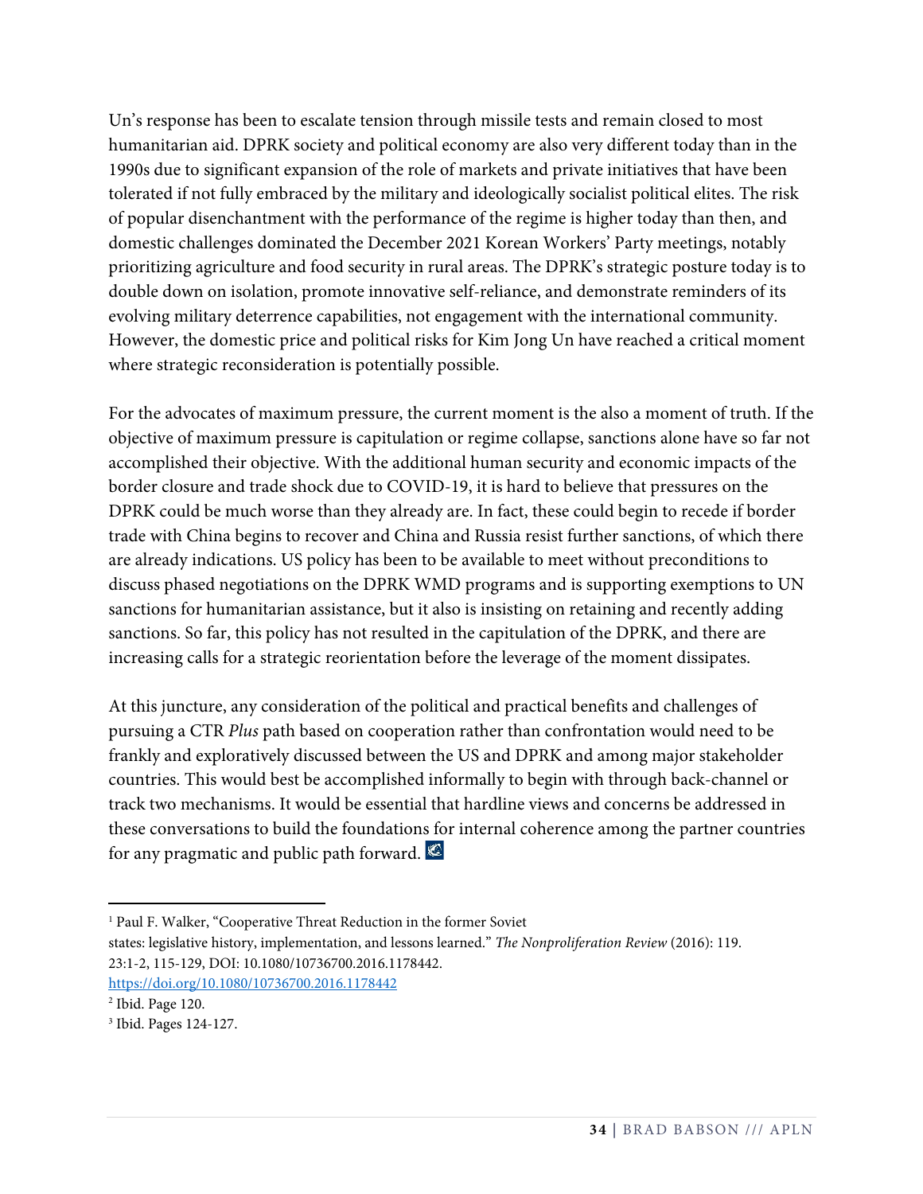Un's response has been to escalate tension through missile tests and remain closed to most humanitarian aid. DPRK society and political economy are also very different today than in the 1990s due to significant expansion of the role of markets and private initiatives that have been tolerated if not fully embraced by the military and ideologically socialist political elites. The risk of popular disenchantment with the performance of the regime is higher today than then, and domestic challenges dominated the December 2021 Korean Workers' Party meetings, notably prioritizing agriculture and food security in rural areas. The DPRK's strategic posture today is to double down on isolation, promote innovative self-reliance, and demonstrate reminders of its evolving military deterrence capabilities, not engagement with the international community. However, the domestic price and political risks for Kim Jong Un have reached a critical moment where strategic reconsideration is potentially possible.

For the advocates of maximum pressure, the current moment is the also a moment of truth. If the objective of maximum pressure is capitulation or regime collapse, sanctions alone have so far not accomplished their objective. With the additional human security and economic impacts of the border closure and trade shock due to COVID-19, it is hard to believe that pressures on the DPRK could be much worse than they already are. In fact, these could begin to recede if border trade with China begins to recover and China and Russia resist further sanctions, of which there are already indications. US policy has been to be available to meet without preconditions to discuss phased negotiations on the DPRK WMD programs and is supporting exemptions to UN sanctions for humanitarian assistance, but it also is insisting on retaining and recently adding sanctions. So far, this policy has not resulted in the capitulation of the DPRK, and there are increasing calls for a strategic reorientation before the leverage of the moment dissipates.

At this juncture, any consideration of the political and practical benefits and challenges of pursuing a CTR *Plus* path based on cooperation rather than confrontation would need to be frankly and exploratively discussed between the US and DPRK and among major stakeholder countries. This would best be accomplished informally to begin with through back-channel or track two mechanisms. It would be essential that hardline views and concerns be addressed in these conversations to build the foundations for internal coherence among the partner countries for any pragmatic and public path forward.

---

[1] Paul F. Walker, "Cooperative Threat Reduction in the former Soviet states: legislative history, implementation, and lessons learned." *The Nonproliferation Review* (2016): 119. 23:1-2, 115-129, DOI: 10.1080/10736700.2016.1178442. https://doi.org/10.1080/10736700.2016.1178442

[2] Ibid. Page 120.

[3] Ibid. Pages 124-127.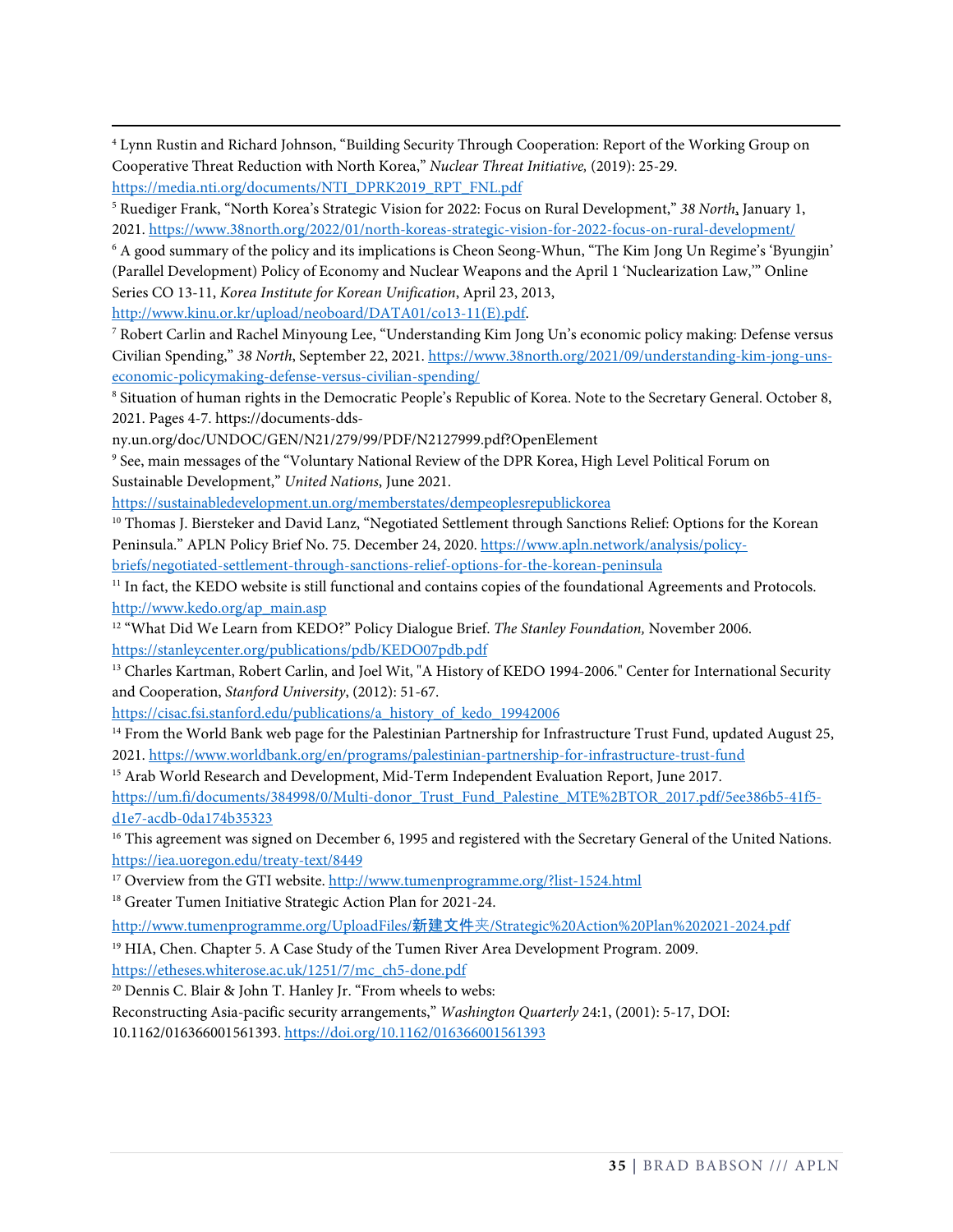[4] Lynn Rustin and Richard Johnson, "Building Security Through Cooperation: Report of the Working Group on Cooperative Threat Reduction with North Korea," *Nuclear Threat Initiative,* (2019): 25-29. https://media.nti.org/documents/NTI_DPRK2019_RPT_FNL.pdf

[5] Ruediger Frank, "North Korea's Strategic Vision for 2022: Focus on Rural Development," *38 North*, January 1, 2021. https://www.38north.org/2022/01/north-koreas-strategic-vision-for-2022-focus-on-rural-development/

[6] A good summary of the policy and its implications is Cheon Seong-Whun, "The Kim Jong Un Regime's 'Byungjin' (Parallel Development) Policy of Economy and Nuclear Weapons and the April 1 'Nuclearization Law,'" Online Series CO 13-11, *Korea Institute for Korean Unification*, April 23, 2013, http://www.kinu.or.kr/upload/neoboard/DATA01/co13-11(E).pdf.

[7] Robert Carlin and Rachel Minyoung Lee, "Understanding Kim Jong Un's economic policy making: Defense versus Civilian Spending," *38 North*, September 22, 2021. https://www.38north.org/2021/09/understanding-kim-jong-uns-economic-policymaking-defense-versus-civilian-spending/

[8] Situation of human rights in the Democratic People's Republic of Korea. Note to the Secretary General. October 8, 2021. Pages 4-7. https://documents-dds-ny.un.org/doc/UNDOC/GEN/N21/279/99/PDF/N2127999.pdf?OpenElement

[9] See, main messages of the "Voluntary National Review of the DPR Korea, High Level Political Forum on Sustainable Development," *United Nations*, June 2021. https://sustainabledevelopment.un.org/memberstates/dempeoplesrepublickorea

[10] Thomas J. Biersteker and David Lanz, "Negotiated Settlement through Sanctions Relief: Options for the Korean Peninsula." APLN Policy Brief No. 75. December 24, 2020. https://www.apln.network/analysis/policy-briefs/negotiated-settlement-through-sanctions-relief-options-for-the-korean-peninsula

[11] In fact, the KEDO website is still functional and contains copies of the foundational Agreements and Protocols. http://www.kedo.org/ap_main.asp

[12] "What Did We Learn from KEDO?" Policy Dialogue Brief. *The Stanley Foundation,* November 2006. https://stanleycenter.org/publications/pdb/KEDO07pdb.pdf

[13] Charles Kartman, Robert Carlin, and Joel Wit, "A History of KEDO 1994-2006." Center for International Security and Cooperation, *Stanford University*, (2012): 51-67. https://cisac.fsi.stanford.edu/publications/a_history_of_kedo_19942006

[14] From the World Bank web page for the Palestinian Partnership for Infrastructure Trust Fund, updated August 25, 2021. https://www.worldbank.org/en/programs/palestinian-partnership-for-infrastructure-trust-fund

[15] Arab World Research and Development, Mid-Term Independent Evaluation Report, June 2017. https://um.fi/documents/384998/0/Multi-donor_Trust_Fund_Palestine_MTE%2BTOR_2017.pdf/5ee386b5-41f5-d1e7-acdb-0da174b35323

[16] This agreement was signed on December 6, 1995 and registered with the Secretary General of the United Nations. https://iea.uoregon.edu/treaty-text/8449

[17] Overview from the GTI website. http://www.tumenprogramme.org/?list-1524.html

[18] Greater Tumen Initiative Strategic Action Plan for 2021-24. http://www.tumenprogramme.org/UploadFiles/新建文件夹/Strategic%20Action%20Plan%202021-2024.pdf

[19] HIA, Chen. Chapter 5. A Case Study of the Tumen River Area Development Program. 2009. https://etheses.whiterose.ac.uk/1251/7/mc_ch5-done.pdf

[20] Dennis C. Blair & John T. Hanley Jr. "From wheels to webs: Reconstructing Asia-pacific security arrangements," *Washington Quarterly* 24:1, (2001): 5-17, DOI: 10.1162/016366001561393. https://doi.org/10.1162/016366001561393